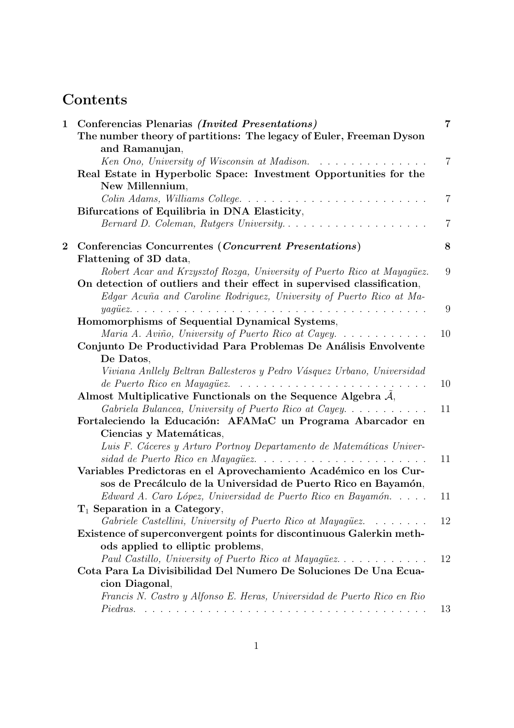# Contents

**1 Conferencias Plenarias *(Invited Presentations)*** **7**

**The number theory of partitions: The legacy of Euler, Freeman Dyson and Ramanujan**,
*Ken Ono, University of Wisconsin at Madison.* . . . . . . . . . . . . . . . 7

**Real Estate in Hyperbolic Space: Investment Opportunities for the New Millennium**,
*Colin Adams, Williams College.* . . . . . . . . . . . . . . . . . . . . . . . . 7

**Bifurcations of Equilibria in DNA Elasticity**,
*Bernard D. Coleman, Rutgers University.* . . . . . . . . . . . . . . . . . . . 7

**2 Conferencias Concurrentes (*Concurrent Presentations*)** **8**

**Flattening of 3D data**,
*Robert Acar and Krzysztof Rozga, University of Puerto Rico at Mayagüez.* 9

**On detection of outliers and their effect in supervised classification**,
*Edgar Acuña and Caroline Rodriguez, University of Puerto Rico at Mayagüez.* . . . . . . . . . . . . . . . . . . . . . . . . . . . . . . . . . . . . . 9

**Homomorphisms of Sequential Dynamical Systems**,
*Maria A. Aviño, University of Puerto Rico at Cayey.* . . . . . . . . . . . 10

**Conjunto De Productividad Para Problemas De Análisis Envolvente De Datos**,
*Viviana Anllely Beltran Ballesteros y Pedro Vásquez Urbano, Universidad de Puerto Rico en Mayagüez.* . . . . . . . . . . . . . . . . . . . . . . . . 10

**Almost Multiplicative Functionals on the Sequence Algebra $\tilde{\mathcal{A}}$**,
*Gabriela Bulancea, University of Puerto Rico at Cayey.* . . . . . . . . . . 11

**Fortaleciendo la Educación: AFAMaC un Programa Abarcador en Ciencias y Matemáticas**,
*Luis F. Cáceres y Arturo Portnoy Departamento de Matemáticas Universidad de Puerto Rico en Mayagüez.* . . . . . . . . . . . . . . . . . . . . . 11

**Variables Predictoras en el Aprovechamiento Académico en los Cursos de Precálculo de la Universidad de Puerto Rico en Bayamón**,
*Edward A. Caro López, Universidad de Puerto Rico en Bayamón.* . . . . 11

**$\mathbf{T}_1$ Separation in a Category**,
*Gabriele Castellini, University of Puerto Rico at Mayagüez.* . . . . . . . 12

**Existence of superconvergent points for discontinuous Galerkin methods applied to elliptic problems**,
*Paul Castillo, University of Puerto Rico at Mayagüez.* . . . . . . . . . . . 12

**Cota Para La Divisibilidad Del Numero De Soluciones De Una Ecuacion Diagonal**,
*Francis N. Castro y Alfonso E. Heras, Universidad de Puerto Rico en Rio Piedras.* . . . . . . . . . . . . . . . . . . . . . . . . . . . . . . . . . . . . 13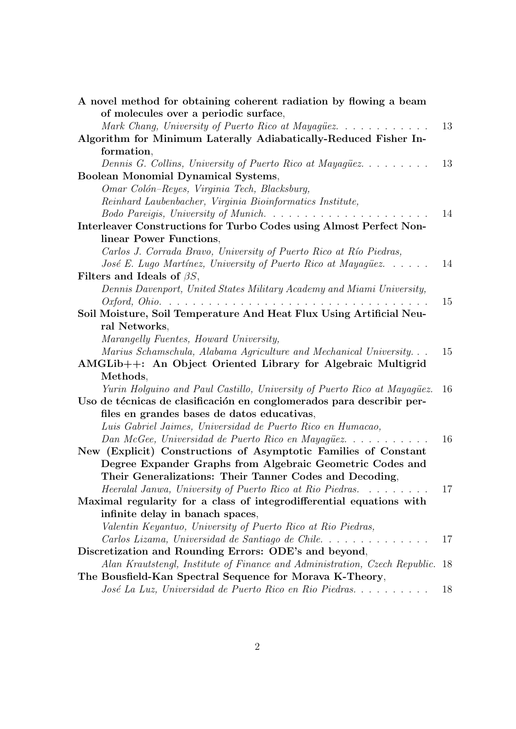**A novel method for obtaining coherent radiation by flowing a beam of molecules over a periodic surface**,
*Mark Chang, University of Puerto Rico at Mayagüez.* . . . . . . . . . . . . 13

**Algorithm for Minimum Laterally Adiabatically-Reduced Fisher Information**,
*Dennis G. Collins, University of Puerto Rico at Mayagüez.* . . . . . . . . . 13

**Boolean Monomial Dynamical Systems**,
*Omar Colón–Reyes, Virginia Tech, Blacksburg,*
*Reinhard Laubenbacher, Virginia Bioinformatics Institute,*
*Bodo Pareigis, University of Munich.* . . . . . . . . . . . . . . . . . . . . . 14

**Interleaver Constructions for Turbo Codes using Almost Perfect Nonlinear Power Functions**,
*Carlos J. Corrada Bravo, University of Puerto Rico at Río Piedras,*
*José E. Lugo Martínez, University of Puerto Rico at Mayagüez.* . . . . . . 14

**Filters and Ideals of $\beta S$**,
*Dennis Davenport, United States Military Academy and Miami University, Oxford, Ohio.* . . . . . . . . . . . . . . . . . . . . . . . . . . . . . . . . . . 15

**Soil Moisture, Soil Temperature And Heat Flux Using Artificial Neural Networks**,
*Marangelly Fuentes, Howard University,*
*Marius Schamschula, Alabama Agriculture and Mechanical University.* . . . 15

**AMGLib++: An Object Oriented Library for Algebraic Multigrid Methods**,
*Yurin Holguino and Paul Castillo, University of Puerto Rico at Mayagüez.* 16

**Uso de técnicas de clasificación en conglomerados para describir perfiles en grandes bases de datos educativas**,
*Luis Gabriel Jaimes, Universidad de Puerto Rico en Humacao,*
*Dan McGee, Universidad de Puerto Rico en Mayagüez.* . . . . . . . . . . . 16

**New (Explicit) Constructions of Asymptotic Families of Constant Degree Expander Graphs from Algebraic Geometric Codes and Their Generalizations: Their Tanner Codes and Decoding**,
*Heeralal Janwa, University of Puerto Rico at Rio Piedras.* . . . . . . . . . 17

**Maximal regularity for a class of integrodifferential equations with infinite delay in banach spaces**,
*Valentin Keyantuo, University of Puerto Rico at Rio Piedras,*
*Carlos Lizama, Universidad de Santiago de Chile.* . . . . . . . . . . . . . . 17

**Discretization and Rounding Errors: ODE's and beyond**,
*Alan Krautstengl, Institute of Finance and Administration, Czech Republic.* 18

**The Bousfield-Kan Spectral Sequence for Morava K-Theory**,
*José La Luz, Universidad de Puerto Rico en Rio Piedras.* . . . . . . . . . . 18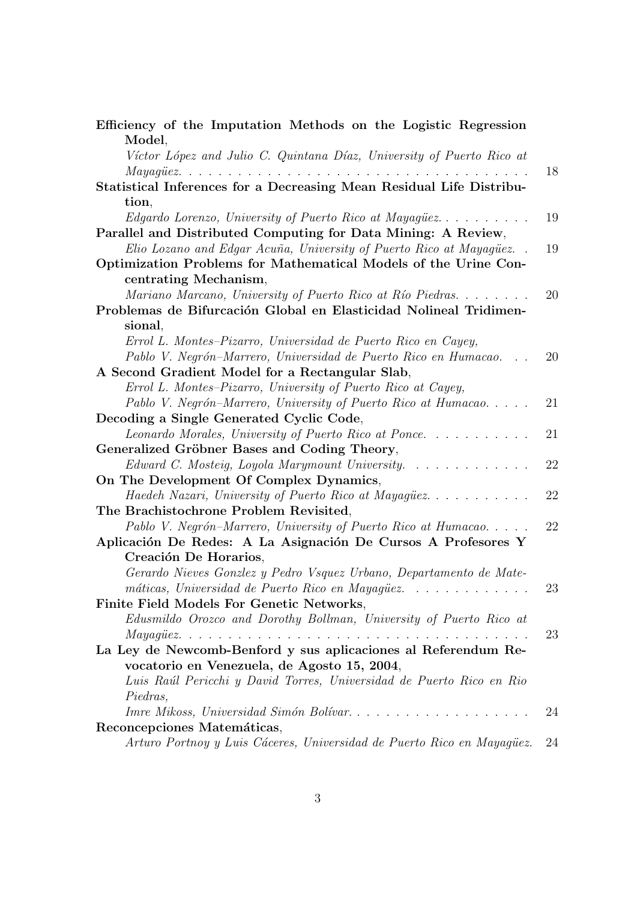**Efficiency of the Imputation Methods on the Logistic Regression Model**,
*Víctor López and Julio C. Quintana Díaz, University of Puerto Rico at Mayagüez.* . . . . . . . . . . . . . . . . . . . . . . . . . . . . . . . . . . . . . . 18

**Statistical Inferences for a Decreasing Mean Residual Life Distribution**,
*Edgardo Lorenzo, University of Puerto Rico at Mayagüez.* . . . . . . . . . . 19

**Parallel and Distributed Computing for Data Mining: A Review**,
*Elio Lozano and Edgar Acuña, University of Puerto Rico at Mayagüez.* . . 19

**Optimization Problems for Mathematical Models of the Urine Concentrating Mechanism**,
*Mariano Marcano, University of Puerto Rico at Río Piedras.* . . . . . . . . 20

**Problemas de Bifurcación Global en Elasticidad Nolineal Tridimensional**,
*Errol L. Montes–Pizarro, Universidad de Puerto Rico en Cayey,*
*Pablo V. Negrón–Marrero, Universidad de Puerto Rico en Humacao.* . . . 20

**A Second Gradient Model for a Rectangular Slab**,
*Errol L. Montes–Pizarro, University of Puerto Rico at Cayey,*
*Pablo V. Negrón–Marrero, University of Puerto Rico at Humacao.* . . . . . 21

**Decoding a Single Generated Cyclic Code**,
*Leonardo Morales, University of Puerto Rico at Ponce.* . . . . . . . . . . . 21

**Generalized Gröbner Bases and Coding Theory**,
*Edward C. Mosteig, Loyola Marymount University.* . . . . . . . . . . . . . 22

**On The Development Of Complex Dynamics**,
*Haedeh Nazari, University of Puerto Rico at Mayagüez.* . . . . . . . . . . . 22

**The Brachistochrone Problem Revisited**,
*Pablo V. Negrón–Marrero, University of Puerto Rico at Humacao.* . . . . . 22

**Aplicación De Redes: A La Asignación De Cursos A Profesores Y Creación De Horarios**,
*Gerardo Nieves Gonzlez y Pedro Vsquez Urbano, Departamento de Matemáticas, Universidad de Puerto Rico en Mayagüez.* . . . . . . . . . . . . . 23

**Finite Field Models For Genetic Networks**,
*Edusmildo Orozco and Dorothy Bollman, University of Puerto Rico at Mayagüez.* . . . . . . . . . . . . . . . . . . . . . . . . . . . . . . . . . . . . . . 23

**La Ley de Newcomb-Benford y sus aplicaciones al Referendum Revocatorio en Venezuela, de Agosto 15, 2004**,
*Luis Raúl Pericchi y David Torres, Universidad de Puerto Rico en Rio Piedras,*
*Imre Mikoss, Universidad Simón Bolívar.* . . . . . . . . . . . . . . . . . . . 24

**Reconcepciones Matemáticas**,
*Arturo Portnoy y Luis Cáceres, Universidad de Puerto Rico en Mayagüez.* 24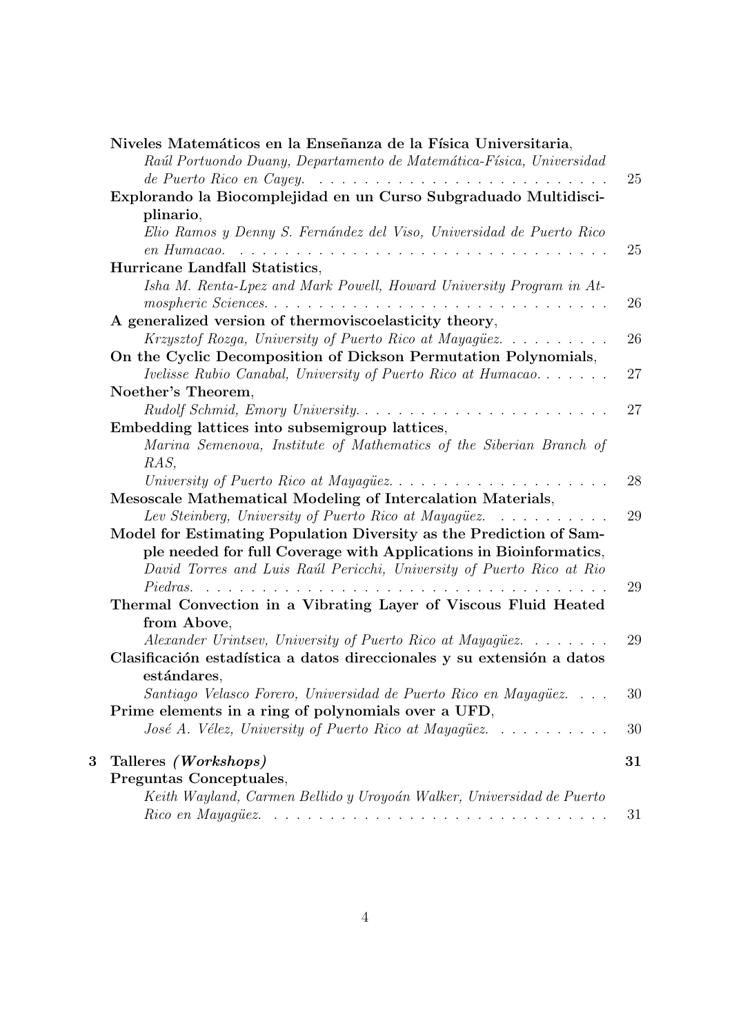**Niveles Matemáticos en la Enseñanza de la Física Universitaria**,
*Raúl Portuondo Duany, Departamento de Matemática-Física, Universidad de Puerto Rico en Cayey.* . . . . . . . . . . . . . . . . . . . . . . . . . . 25

**Explorando la Biocomplejidad en un Curso Subgraduado Multidisciplinario**,
*Elio Ramos y Denny S. Fernández del Viso, Universidad de Puerto Rico en Humacao.* . . . . . . . . . . . . . . . . . . . . . . . . . . . . . . . . 25

**Hurricane Landfall Statistics**,
*Isha M. Renta-Lpez and Mark Powell, Howard University Program in Atmospheric Sciences.* . . . . . . . . . . . . . . . . . . . . . . . . . . . . . . 26

**A generalized version of thermoviscoelasticity theory**,
*Krzysztof Rozga, University of Puerto Rico at Mayagüez.* . . . . . . . . . 26

**On the Cyclic Decomposition of Dickson Permutation Polynomials**,
*Ivelisse Rubio Canabal, University of Puerto Rico at Humacao.* . . . . . . 27

**Noether's Theorem**,
*Rudolf Schmid, Emory University.* . . . . . . . . . . . . . . . . . . . . . . 27

**Embedding lattices into subsemigroup lattices**,
*Marina Semenova, Institute of Mathematics of the Siberian Branch of RAS,*
*University of Puerto Rico at Mayagüez.* . . . . . . . . . . . . . . . . . . . 28

**Mesoscale Mathematical Modeling of Intercalation Materials**,
*Lev Steinberg, University of Puerto Rico at Mayagüez.* . . . . . . . . . . 29

**Model for Estimating Population Diversity as the Prediction of Sample needed for full Coverage with Applications in Bioinformatics**,
*David Torres and Luis Raúl Pericchi, University of Puerto Rico at Rio Piedras.* . . . . . . . . . . . . . . . . . . . . . . . . . . . . . . . . . . . 29

**Thermal Convection in a Vibrating Layer of Viscous Fluid Heated from Above**,
*Alexander Urintsev, University of Puerto Rico at Mayagüez.* . . . . . . . 29

**Clasificación estadística a datos direccionales y su extensión a datos estándares**,
*Santiago Velasco Forero, Universidad de Puerto Rico en Mayagüez.* . . . 30

**Prime elements in a ring of polynomials over a UFD**,
*José A. Vélez, University of Puerto Rico at Mayagüez.* . . . . . . . . . . 30

**3 Talleres *(Workshops)*** **31**

**Preguntas Conceptuales**,
*Keith Wayland, Carmen Bellido y Uroyoán Walker, Universidad de Puerto Rico en Mayagüez.* . . . . . . . . . . . . . . . . . . . . . . . . . . . . . 31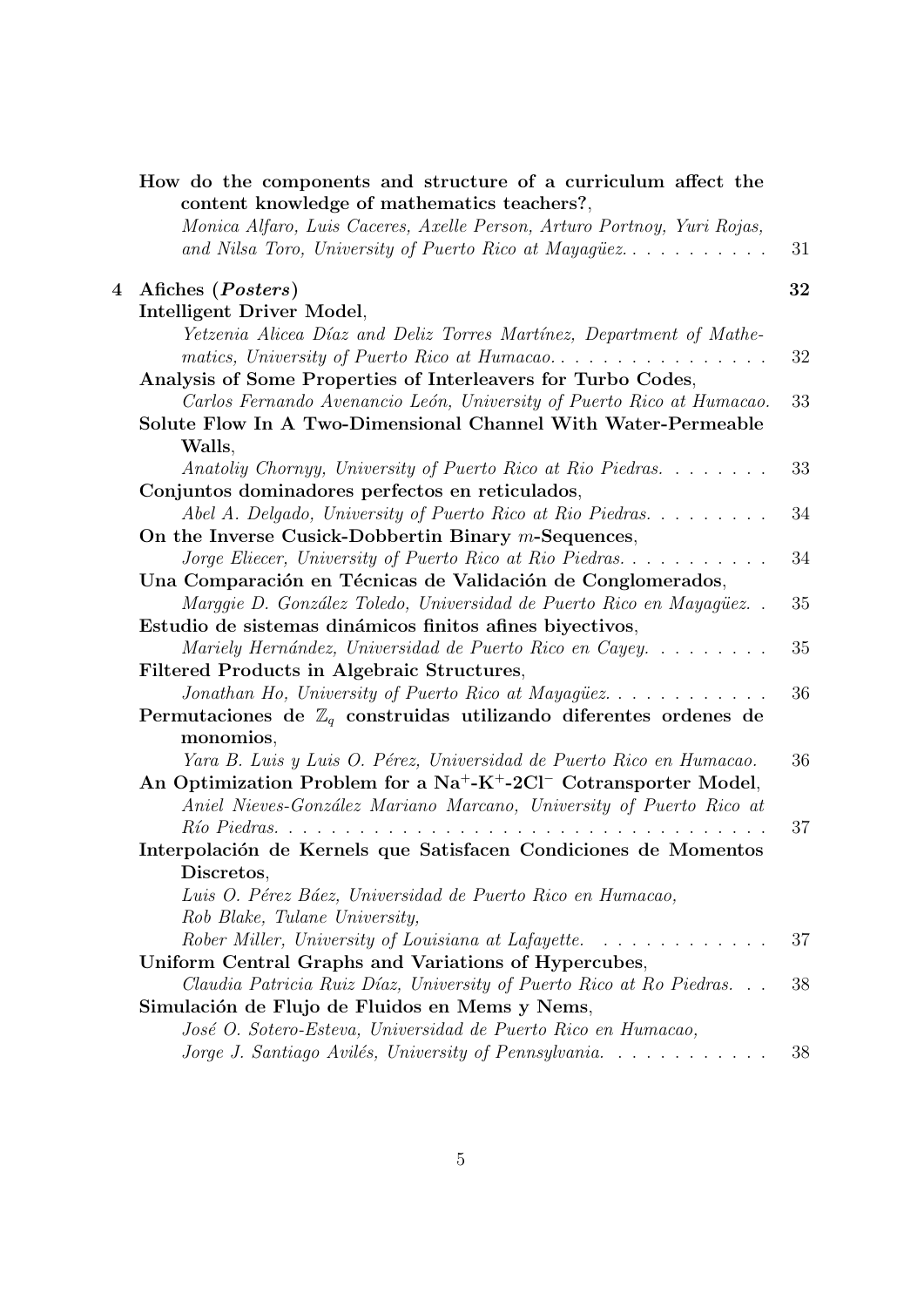**How do the components and structure of a curriculum affect the content knowledge of mathematics teachers?**,
*Monica Alfaro, Luis Caceres, Axelle Person, Arturo Portnoy, Yuri Rojas, and Nilsa Toro, University of Puerto Rico at Mayagüez.* . . . . . . . . . . 31

## 4 Afiches (*Posters*) 32

**Intelligent Driver Model**,
*Yetzenia Alicea Díaz and Deliz Torres Martínez, Department of Mathematics, University of Puerto Rico at Humacao.* . . . . . . . . . . . . . . . 32

**Analysis of Some Properties of Interleavers for Turbo Codes**,
*Carlos Fernando Avenancio León, University of Puerto Rico at Humacao.* 33

**Solute Flow In A Two-Dimensional Channel With Water-Permeable Walls**,
*Anatoliy Chornyy, University of Puerto Rico at Rio Piedras.* . . . . . . . 33

**Conjuntos dominadores perfectos en reticulados**,
*Abel A. Delgado, University of Puerto Rico at Rio Piedras.* . . . . . . . . 34

**On the Inverse Cusick-Dobbertin Binary $m$-Sequences**,
*Jorge Eliecer, University of Puerto Rico at Rio Piedras.* . . . . . . . . . . 34

**Una Comparación en Técnicas de Validación de Conglomerados**,
*Marggie D. González Toledo, Universidad de Puerto Rico en Mayagüez.* . 35

**Estudio de sistemas dinámicos finitos afines biyectivos**,
*Mariely Hernández, Universidad de Puerto Rico en Cayey.* . . . . . . . . 35

**Filtered Products in Algebraic Structures**,
*Jonathan Ho, University of Puerto Rico at Mayagüez.* . . . . . . . . . . . 36

**Permutaciones de $\mathbb{Z}_q$ construidas utilizando diferentes ordenes de monomios**,
*Yara B. Luis y Luis O. Pérez, Universidad de Puerto Rico en Humacao.* 36

**An Optimization Problem for a $Na^{+}$-$K^{+}$-$2Cl^{-}$ Cotransporter Model**,
*Aniel Nieves-González Mariano Marcano, University of Puerto Rico at Río Piedras.* . . . . . . . . . . . . . . . . . . . . . . . . . . . . . . . . . . 37

**Interpolación de Kernels que Satisfacen Condiciones de Momentos Discretos**,
*Luis O. Pérez Báez, Universidad de Puerto Rico en Humacao,*
*Rob Blake, Tulane University,*
*Rober Miller, University of Louisiana at Lafayette.* . . . . . . . . . . . . 37

**Uniform Central Graphs and Variations of Hypercubes**,
*Claudia Patricia Ruiz Díaz, University of Puerto Rico at Ro Piedras.* . . 38

**Simulación de Flujo de Fluidos en Mems y Nems**,
*José O. Sotero-Esteva, Universidad de Puerto Rico en Humacao,*
*Jorge J. Santiago Avilés, University of Pennsylvania.* . . . . . . . . . . . 38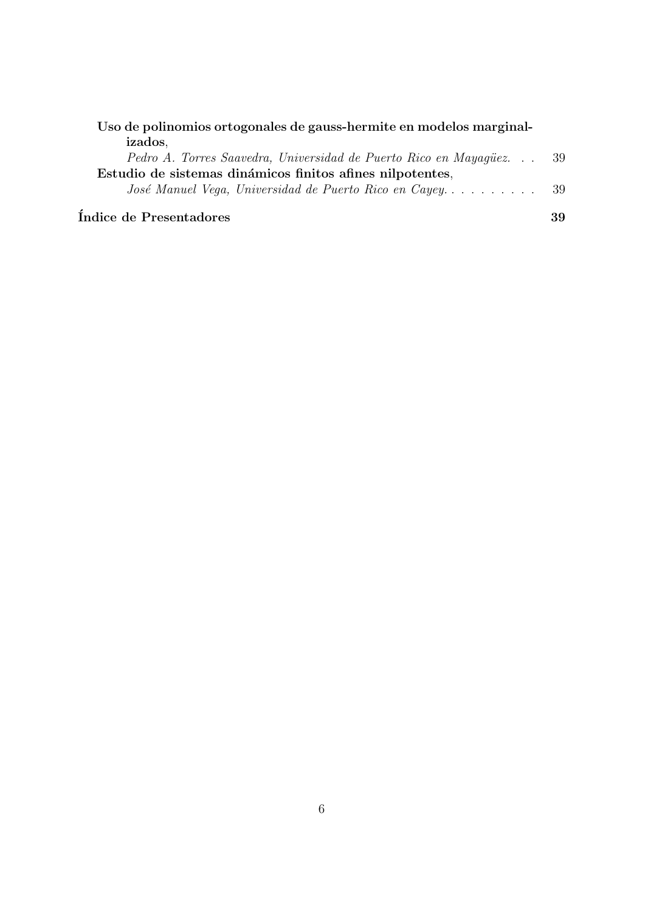**Uso de polinomios ortogonales de gauss-hermite en modelos marginalizados**,
*Pedro A. Torres Saavedra, Universidad de Puerto Rico en Mayagüez.* . . . 39

**Estudio de sistemas dinámicos finitos afines nilpotentes**,
*José Manuel Vega, Universidad de Puerto Rico en Cayey.* . . . . . . . . . . 39

**Índice de Presentadores** **39**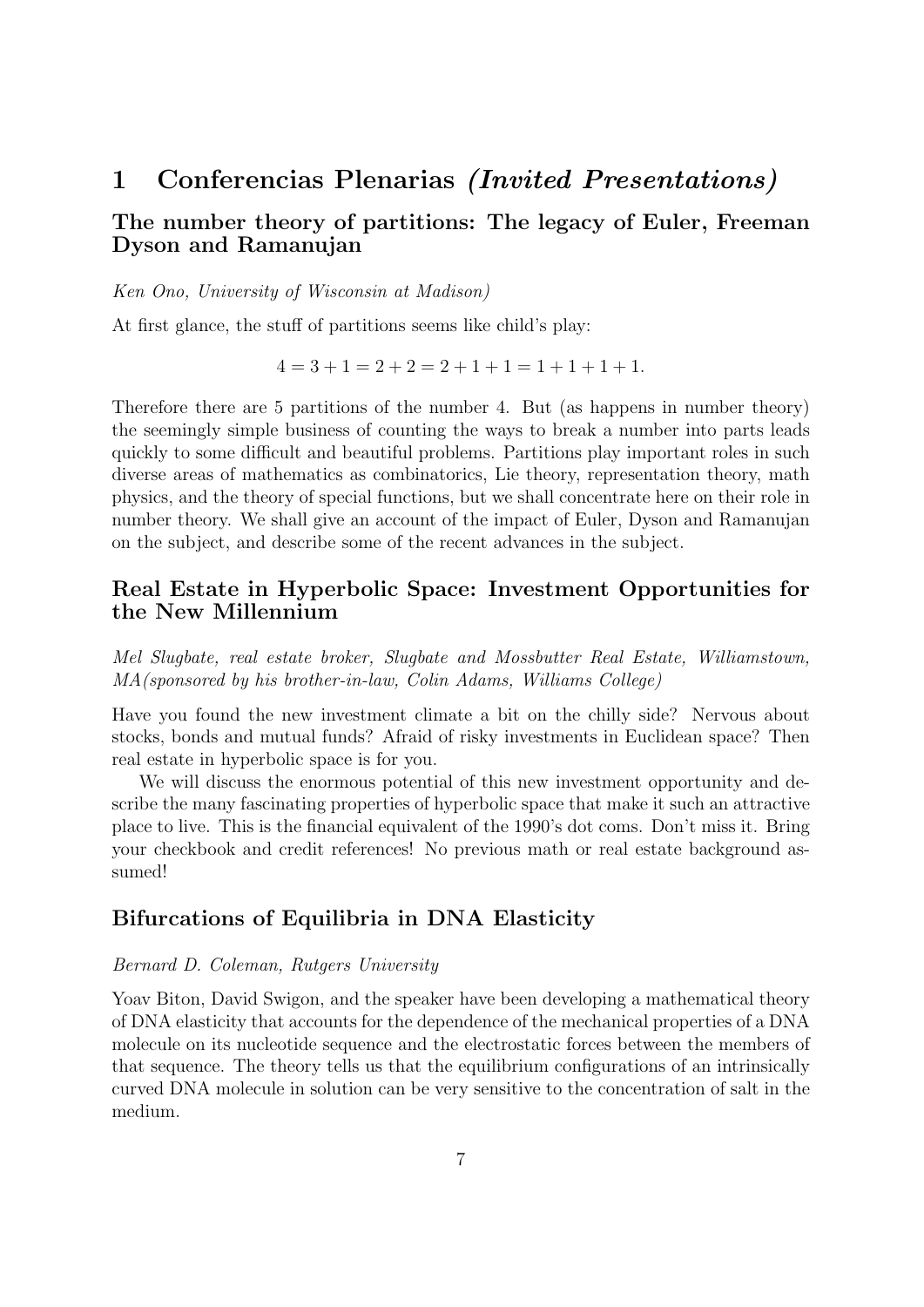# 1 Conferencias Plenarias *(Invited Presentations)*

### The number theory of partitions: The legacy of Euler, Freeman Dyson and Ramanujan

*Ken Ono, University of Wisconsin at Madison)*

At first glance, the stuff of partitions seems like child's play:

$$4 = 3 + 1 = 2 + 2 = 2 + 1 + 1 = 1 + 1 + 1 + 1.$$

Therefore there are 5 partitions of the number 4. But (as happens in number theory) the seemingly simple business of counting the ways to break a number into parts leads quickly to some difficult and beautiful problems. Partitions play important roles in such diverse areas of mathematics as combinatorics, Lie theory, representation theory, math physics, and the theory of special functions, but we shall concentrate here on their role in number theory. We shall give an account of the impact of Euler, Dyson and Ramanujan on the subject, and describe some of the recent advances in the subject.

### Real Estate in Hyperbolic Space: Investment Opportunities for the New Millennium

*Mel Slugbate, real estate broker, Slugbate and Mossbutter Real Estate, Williamstown, MA(sponsored by his brother-in-law, Colin Adams, Williams College)*

Have you found the new investment climate a bit on the chilly side? Nervous about stocks, bonds and mutual funds? Afraid of risky investments in Euclidean space? Then real estate in hyperbolic space is for you.

We will discuss the enormous potential of this new investment opportunity and describe the many fascinating properties of hyperbolic space that make it such an attractive place to live. This is the financial equivalent of the 1990's dot coms. Don't miss it. Bring your checkbook and credit references! No previous math or real estate background assumed!

### Bifurcations of Equilibria in DNA Elasticity

*Bernard D. Coleman, Rutgers University*

Yoav Biton, David Swigon, and the speaker have been developing a mathematical theory of DNA elasticity that accounts for the dependence of the mechanical properties of a DNA molecule on its nucleotide sequence and the electrostatic forces between the members of that sequence. The theory tells us that the equilibrium configurations of an intrinsically curved DNA molecule in solution can be very sensitive to the concentration of salt in the medium.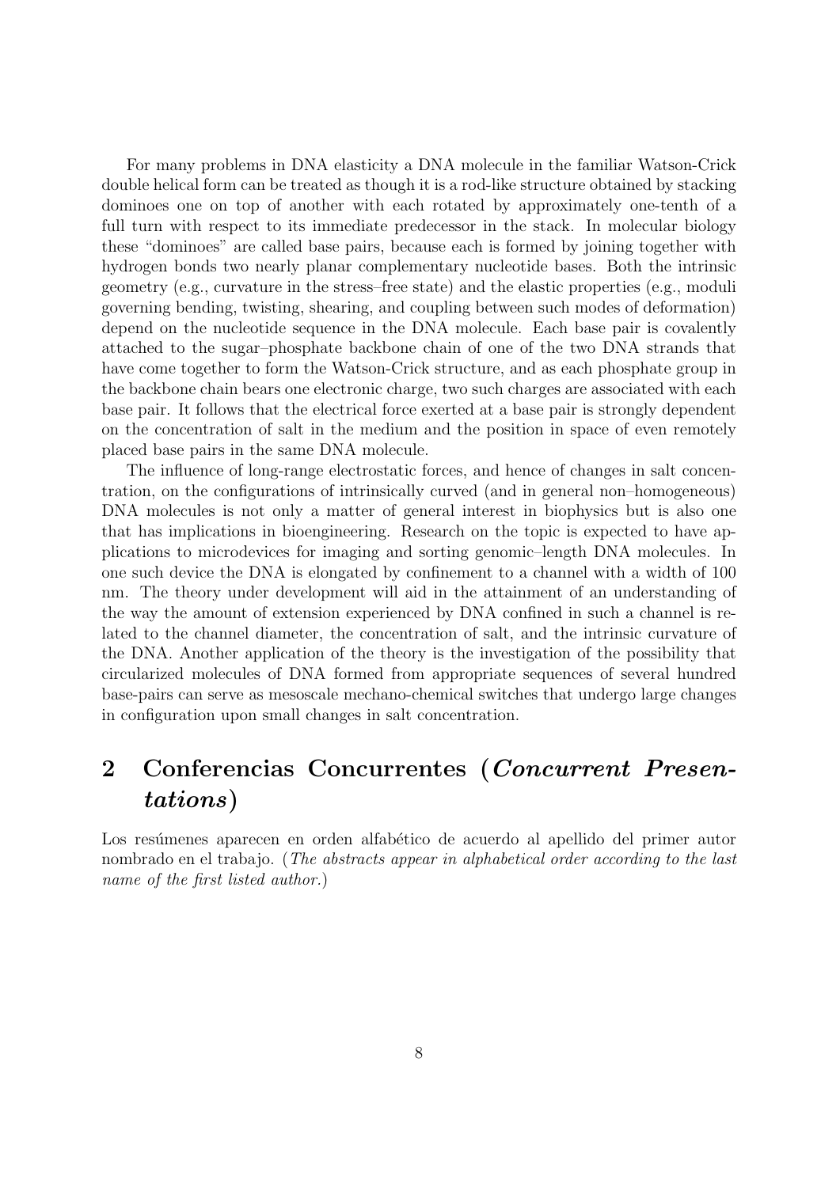For many problems in DNA elasticity a DNA molecule in the familiar Watson-Crick double helical form can be treated as though it is a rod-like structure obtained by stacking dominoes one on top of another with each rotated by approximately one-tenth of a full turn with respect to its immediate predecessor in the stack. In molecular biology these "dominoes" are called base pairs, because each is formed by joining together with hydrogen bonds two nearly planar complementary nucleotide bases. Both the intrinsic geometry (e.g., curvature in the stress–free state) and the elastic properties (e.g., moduli governing bending, twisting, shearing, and coupling between such modes of deformation) depend on the nucleotide sequence in the DNA molecule. Each base pair is covalently attached to the sugar–phosphate backbone chain of one of the two DNA strands that have come together to form the Watson-Crick structure, and as each phosphate group in the backbone chain bears one electronic charge, two such charges are associated with each base pair. It follows that the electrical force exerted at a base pair is strongly dependent on the concentration of salt in the medium and the position in space of even remotely placed base pairs in the same DNA molecule.

The influence of long-range electrostatic forces, and hence of changes in salt concentration, on the configurations of intrinsically curved (and in general non–homogeneous) DNA molecules is not only a matter of general interest in biophysics but is also one that has implications in bioengineering. Research on the topic is expected to have applications to microdevices for imaging and sorting genomic–length DNA molecules. In one such device the DNA is elongated by confinement to a channel with a width of 100 nm. The theory under development will aid in the attainment of an understanding of the way the amount of extension experienced by DNA confined in such a channel is related to the channel diameter, the concentration of salt, and the intrinsic curvature of the DNA. Another application of the theory is the investigation of the possibility that circularized molecules of DNA formed from appropriate sequences of several hundred base-pairs can serve as mesoscale mechano-chemical switches that undergo large changes in configuration upon small changes in salt concentration.

# 2 Conferencias Concurrentes (*Concurrent Presentations*)

Los resúmenes aparecen en orden alfabético de acuerdo al apellido del primer autor nombrado en el trabajo. (*The abstracts appear in alphabetical order according to the last name of the first listed author.*)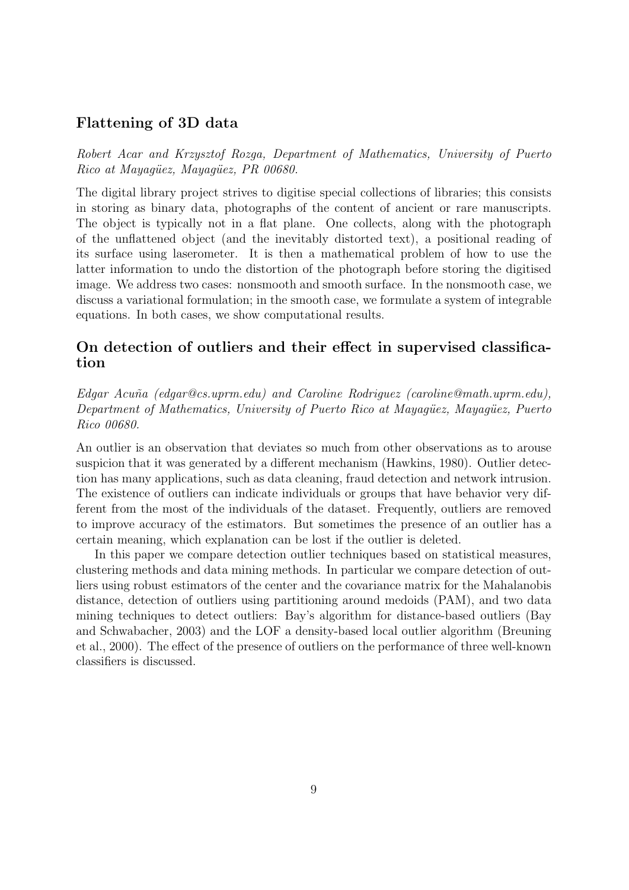## Flattening of 3D data

*Robert Acar and Krzysztof Rozga, Department of Mathematics, University of Puerto Rico at Mayagüez, Mayagüez, PR 00680.*

The digital library project strives to digitise special collections of libraries; this consists in storing as binary data, photographs of the content of ancient or rare manuscripts. The object is typically not in a flat plane. One collects, along with the photograph of the unflattened object (and the inevitably distorted text), a positional reading of its surface using laserometer. It is then a mathematical problem of how to use the latter information to undo the distortion of the photograph before storing the digitised image. We address two cases: nonsmooth and smooth surface. In the nonsmooth case, we discuss a variational formulation; in the smooth case, we formulate a system of integrable equations. In both cases, we show computational results.

## On detection of outliers and their effect in supervised classification

*Edgar Acuña (edgar@cs.uprm.edu) and Caroline Rodriguez (caroline@math.uprm.edu), Department of Mathematics, University of Puerto Rico at Mayagüez, Mayagüez, Puerto Rico 00680.*

An outlier is an observation that deviates so much from other observations as to arouse suspicion that it was generated by a different mechanism (Hawkins, 1980). Outlier detection has many applications, such as data cleaning, fraud detection and network intrusion. The existence of outliers can indicate individuals or groups that have behavior very different from the most of the individuals of the dataset. Frequently, outliers are removed to improve accuracy of the estimators. But sometimes the presence of an outlier has a certain meaning, which explanation can be lost if the outlier is deleted.

In this paper we compare detection outlier techniques based on statistical measures, clustering methods and data mining methods. In particular we compare detection of outliers using robust estimators of the center and the covariance matrix for the Mahalanobis distance, detection of outliers using partitioning around medoids (PAM), and two data mining techniques to detect outliers: Bay's algorithm for distance-based outliers (Bay and Schwabacher, 2003) and the LOF a density-based local outlier algorithm (Breuning et al., 2000). The effect of the presence of outliers on the performance of three well-known classifiers is discussed.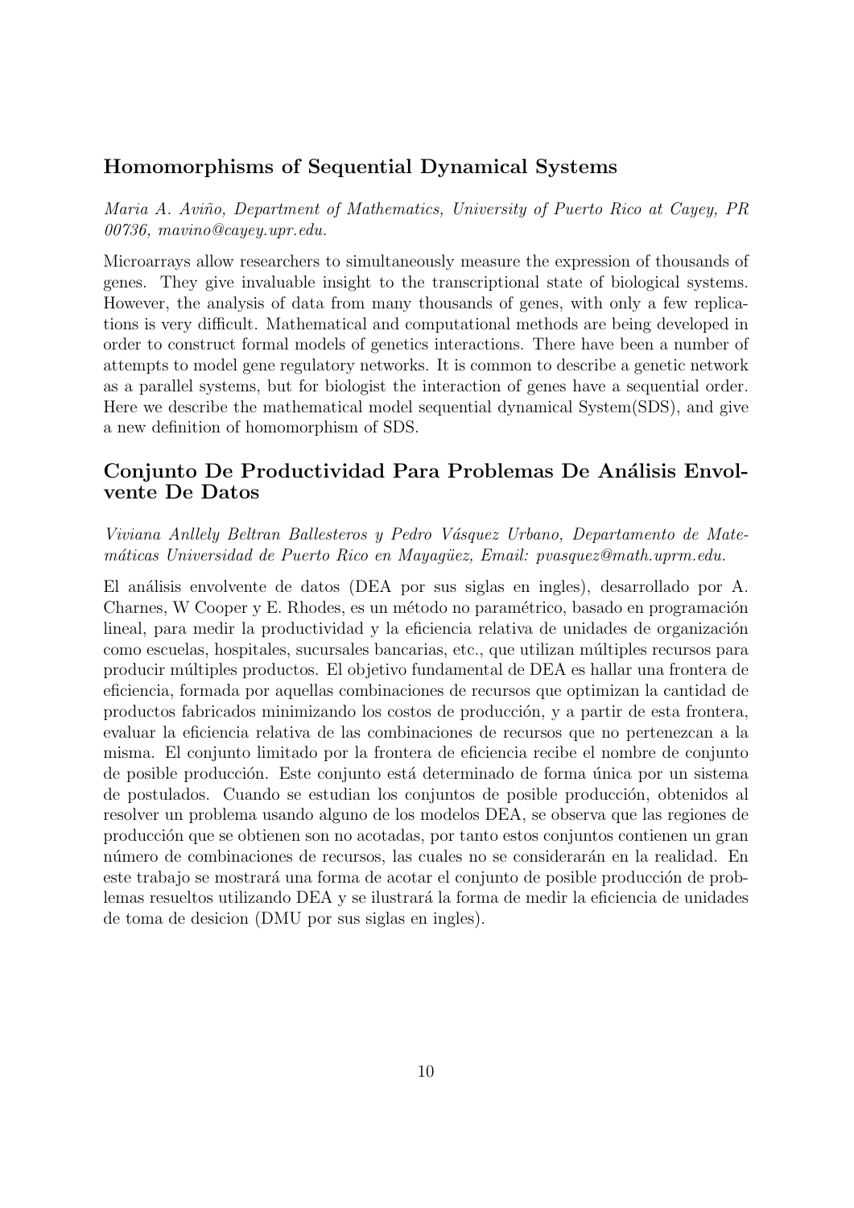## Homomorphisms of Sequential Dynamical Systems

*Maria A. Aviño, Department of Mathematics, University of Puerto Rico at Cayey, PR 00736, mavino@cayey.upr.edu.*

Microarrays allow researchers to simultaneously measure the expression of thousands of genes. They give invaluable insight to the transcriptional state of biological systems. However, the analysis of data from many thousands of genes, with only a few replications is very difficult. Mathematical and computational methods are being developed in order to construct formal models of genetics interactions. There have been a number of attempts to model gene regulatory networks. It is common to describe a genetic network as a parallel systems, but for biologist the interaction of genes have a sequential order. Here we describe the mathematical model sequential dynamical System(SDS), and give a new definition of homomorphism of SDS.

## Conjunto De Productividad Para Problemas De Análisis Envolvente De Datos

*Viviana Anllely Beltran Ballesteros y Pedro Vásquez Urbano, Departamento de Matemáticas Universidad de Puerto Rico en Mayagüez, Email: pvasquez@math.uprm.edu.*

El análisis envolvente de datos (DEA por sus siglas en ingles), desarrollado por A. Charnes, W Cooper y E. Rhodes, es un método no paramétrico, basado en programación lineal, para medir la productividad y la eficiencia relativa de unidades de organización como escuelas, hospitales, sucursales bancarias, etc., que utilizan múltiples recursos para producir múltiples productos. El objetivo fundamental de DEA es hallar una frontera de eficiencia, formada por aquellas combinaciones de recursos que optimizan la cantidad de productos fabricados minimizando los costos de producción, y a partir de esta frontera, evaluar la eficiencia relativa de las combinaciones de recursos que no pertenezcan a la misma. El conjunto limitado por la frontera de eficiencia recibe el nombre de conjunto de posible producción. Este conjunto está determinado de forma única por un sistema de postulados. Cuando se estudian los conjuntos de posible producción, obtenidos al resolver un problema usando alguno de los modelos DEA, se observa que las regiones de producción que se obtienen son no acotadas, por tanto estos conjuntos contienen un gran número de combinaciones de recursos, las cuales no se considerarán en la realidad. En este trabajo se mostrará una forma de acotar el conjunto de posible producción de problemas resueltos utilizando DEA y se ilustrará la forma de medir la eficiencia de unidades de toma de desicion (DMU por sus siglas en ingles).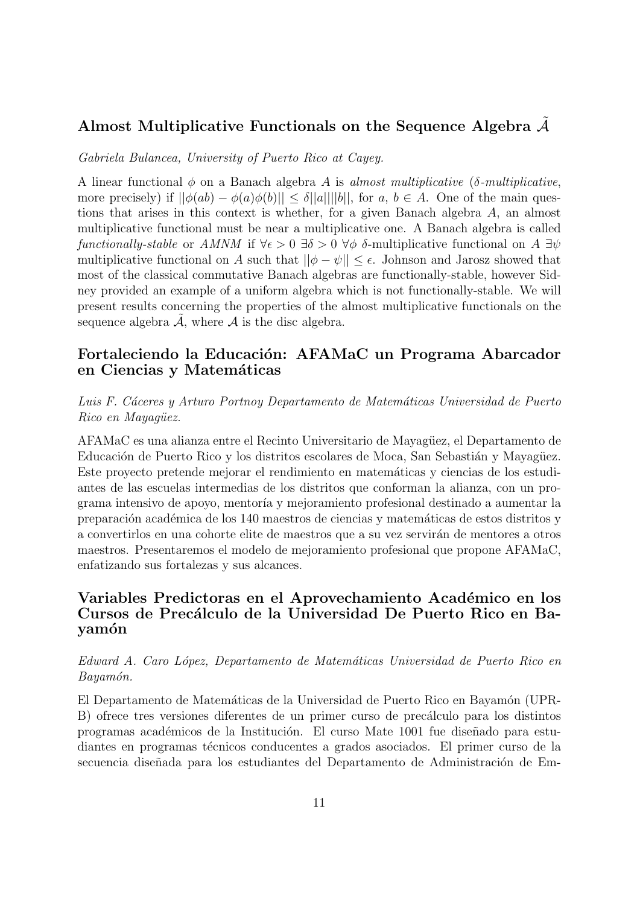## Almost Multiplicative Functionals on the Sequence Algebra $\tilde{\mathcal{A}}$

*Gabriela Bulancea, University of Puerto Rico at Cayey.*

A linear functional $\phi$ on a Banach algebra $A$ is *almost multiplicative* (*$\delta$-multiplicative*, more precisely) if $||\phi(ab) - \phi(a)\phi(b)|| \leq \delta||a||||b||$, for $a$, $b \in A$. One of the main questions that arises in this context is whether, for a given Banach algebra $A$, an almost multiplicative functional must be near a multiplicative one. A Banach algebra is called *functionally-stable* or *AMNM* if $\forall \epsilon > 0$ $\exists \delta > 0$ $\forall \phi$ $\delta$-multiplicative functional on $A$ $\exists \psi$ multiplicative functional on $A$ such that $||\phi - \psi|| \leq \epsilon$. Johnson and Jarosz showed that most of the classical commutative Banach algebras are functionally-stable, however Sidney provided an example of a uniform algebra which is not functionally-stable. We will present results concerning the properties of the almost multiplicative functionals on the sequence algebra $\tilde{\mathcal{A}}$, where $\mathcal{A}$ is the disc algebra.

## Fortaleciendo la Educación: AFAMaC un Programa Abarcador en Ciencias y Matemáticas

*Luis F. Cáceres y Arturo Portnoy Departamento de Matemáticas Universidad de Puerto Rico en Mayagüez.*

AFAMaC es una alianza entre el Recinto Universitario de Mayagüez, el Departamento de Educación de Puerto Rico y los distritos escolares de Moca, San Sebastián y Mayagüez. Este proyecto pretende mejorar el rendimiento en matemáticas y ciencias de los estudiantes de las escuelas intermedias de los distritos que conforman la alianza, con un programa intensivo de apoyo, mentoría y mejoramiento profesional destinado a aumentar la preparación académica de los 140 maestros de ciencias y matemáticas de estos distritos y a convertirlos en una cohorte elite de maestros que a su vez servirán de mentores a otros maestros. Presentaremos el modelo de mejoramiento profesional que propone AFAMaC, enfatizando sus fortalezas y sus alcances.

## Variables Predictoras en el Aprovechamiento Académico en los Cursos de Precálculo de la Universidad De Puerto Rico en Bayamón

*Edward A. Caro López, Departamento de Matemáticas Universidad de Puerto Rico en Bayamón.*

El Departamento de Matemáticas de la Universidad de Puerto Rico en Bayamón (UPR-B) ofrece tres versiones diferentes de un primer curso de precálculo para los distintos programas académicos de la Institución. El curso Mate 1001 fue diseñado para estudiantes en programas técnicos conducentes a grados asociados. El primer curso de la secuencia diseñada para los estudiantes del Departamento de Administración de Em-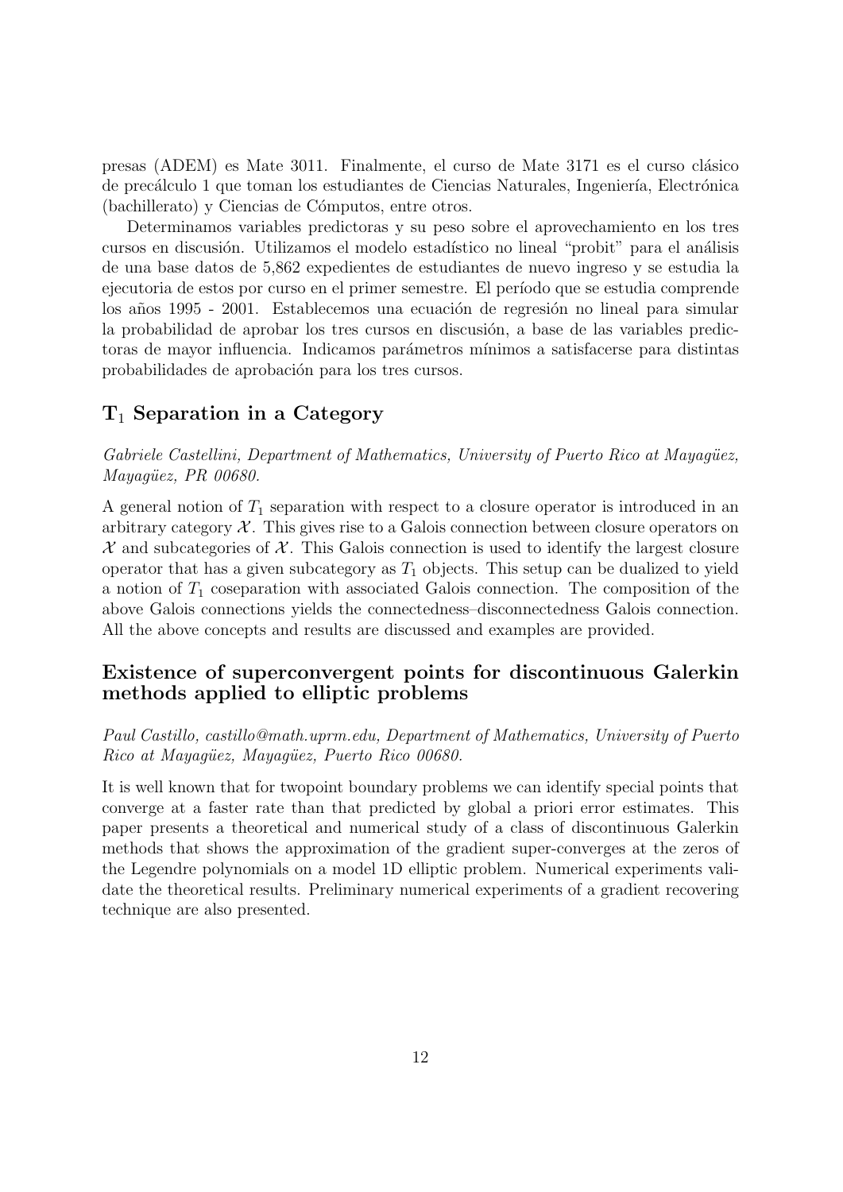presas (ADEM) es Mate 3011. Finalmente, el curso de Mate 3171 es el curso clásico de precálculo 1 que toman los estudiantes de Ciencias Naturales, Ingeniería, Electrónica (bachillerato) y Ciencias de Cómputos, entre otros.

Determinamos variables predictoras y su peso sobre el aprovechamiento en los tres cursos en discusión. Utilizamos el modelo estadístico no lineal "probit" para el análisis de una base datos de 5,862 expedientes de estudiantes de nuevo ingreso y se estudia la ejecutoria de estos por curso en el primer semestre. El período que se estudia comprende los años 1995 - 2001. Establecemos una ecuación de regresión no lineal para simular la probabilidad de aprobar los tres cursos en discusión, a base de las variables predictoras de mayor influencia. Indicamos parámetros mínimos a satisfacerse para distintas probabilidades de aprobación para los tres cursos.

## $T_1$ Separation in a Category

*Gabriele Castellini, Department of Mathematics, University of Puerto Rico at Mayagüez, Mayagüez, PR 00680.*

A general notion of $T_1$ separation with respect to a closure operator is introduced in an arbitrary category $\mathcal{X}$. This gives rise to a Galois connection between closure operators on $\mathcal{X}$ and subcategories of $\mathcal{X}$. This Galois connection is used to identify the largest closure operator that has a given subcategory as $T_1$ objects. This setup can be dualized to yield a notion of $T_1$ coseparation with associated Galois connection. The composition of the above Galois connections yields the connectedness–disconnectedness Galois connection. All the above concepts and results are discussed and examples are provided.

## Existence of superconvergent points for discontinuous Galerkin methods applied to elliptic problems

*Paul Castillo, castillo@math.uprm.edu, Department of Mathematics, University of Puerto Rico at Mayagüez, Mayagüez, Puerto Rico 00680.*

It is well known that for twopoint boundary problems we can identify special points that converge at a faster rate than that predicted by global a priori error estimates. This paper presents a theoretical and numerical study of a class of discontinuous Galerkin methods that shows the approximation of the gradient super-converges at the zeros of the Legendre polynomials on a model 1D elliptic problem. Numerical experiments validate the theoretical results. Preliminary numerical experiments of a gradient recovering technique are also presented.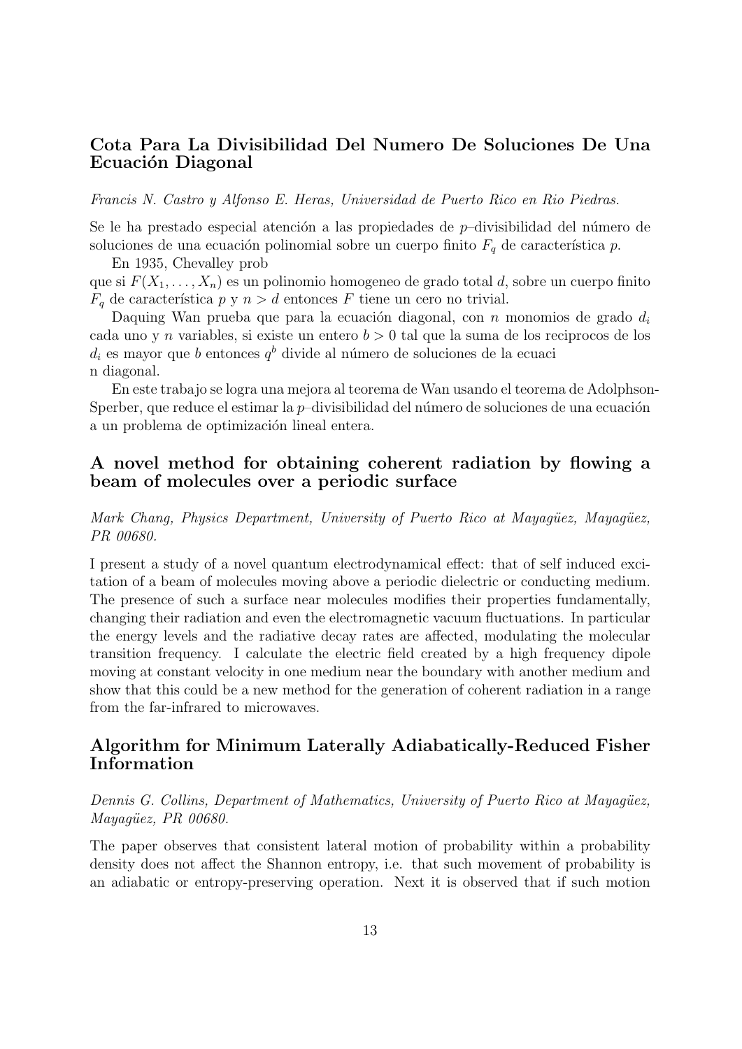## Cota Para La Divisibilidad Del Numero De Soluciones De Una Ecuación Diagonal

*Francis N. Castro y Alfonso E. Heras, Universidad de Puerto Rico en Rio Piedras.*

Se le ha prestado especial atención a las propiedades de $p$–divisibilidad del número de soluciones de una ecuación polinomial sobre un cuerpo finito $F_q$ de característica $p$.

En 1935, Chevalley prob
que si $F(X_1, \ldots, X_n)$ es un polinomio homogeneo de grado total $d$, sobre un cuerpo finito $F_q$ de característica $p$ y $n > d$ entonces $F$ tiene un cero no trivial.

Daquing Wan prueba que para la ecuación diagonal, con $n$ monomios de grado $d_i$ cada uno y $n$ variables, si existe un entero $b > 0$ tal que la suma de los reciprocos de los $d_i$ es mayor que $b$ entonces $q^b$ divide al número de soluciones de la ecuaci
n diagonal.

En este trabajo se logra una mejora al teorema de Wan usando el teorema de Adolphson-Sperber, que reduce el estimar la $p$–divisibilidad del número de soluciones de una ecuación a un problema de optimización lineal entera.

## A novel method for obtaining coherent radiation by flowing a beam of molecules over a periodic surface

*Mark Chang, Physics Department, University of Puerto Rico at Mayagüez, Mayagüez, PR 00680.*

I present a study of a novel quantum electrodynamical effect: that of self induced excitation of a beam of molecules moving above a periodic dielectric or conducting medium. The presence of such a surface near molecules modifies their properties fundamentally, changing their radiation and even the electromagnetic vacuum fluctuations. In particular the energy levels and the radiative decay rates are affected, modulating the molecular transition frequency. I calculate the electric field created by a high frequency dipole moving at constant velocity in one medium near the boundary with another medium and show that this could be a new method for the generation of coherent radiation in a range from the far-infrared to microwaves.

## Algorithm for Minimum Laterally Adiabatically-Reduced Fisher Information

*Dennis G. Collins, Department of Mathematics, University of Puerto Rico at Mayagüez, Mayagüez, PR 00680.*

The paper observes that consistent lateral motion of probability within a probability density does not affect the Shannon entropy, i.e. that such movement of probability is an adiabatic or entropy-preserving operation. Next it is observed that if such motion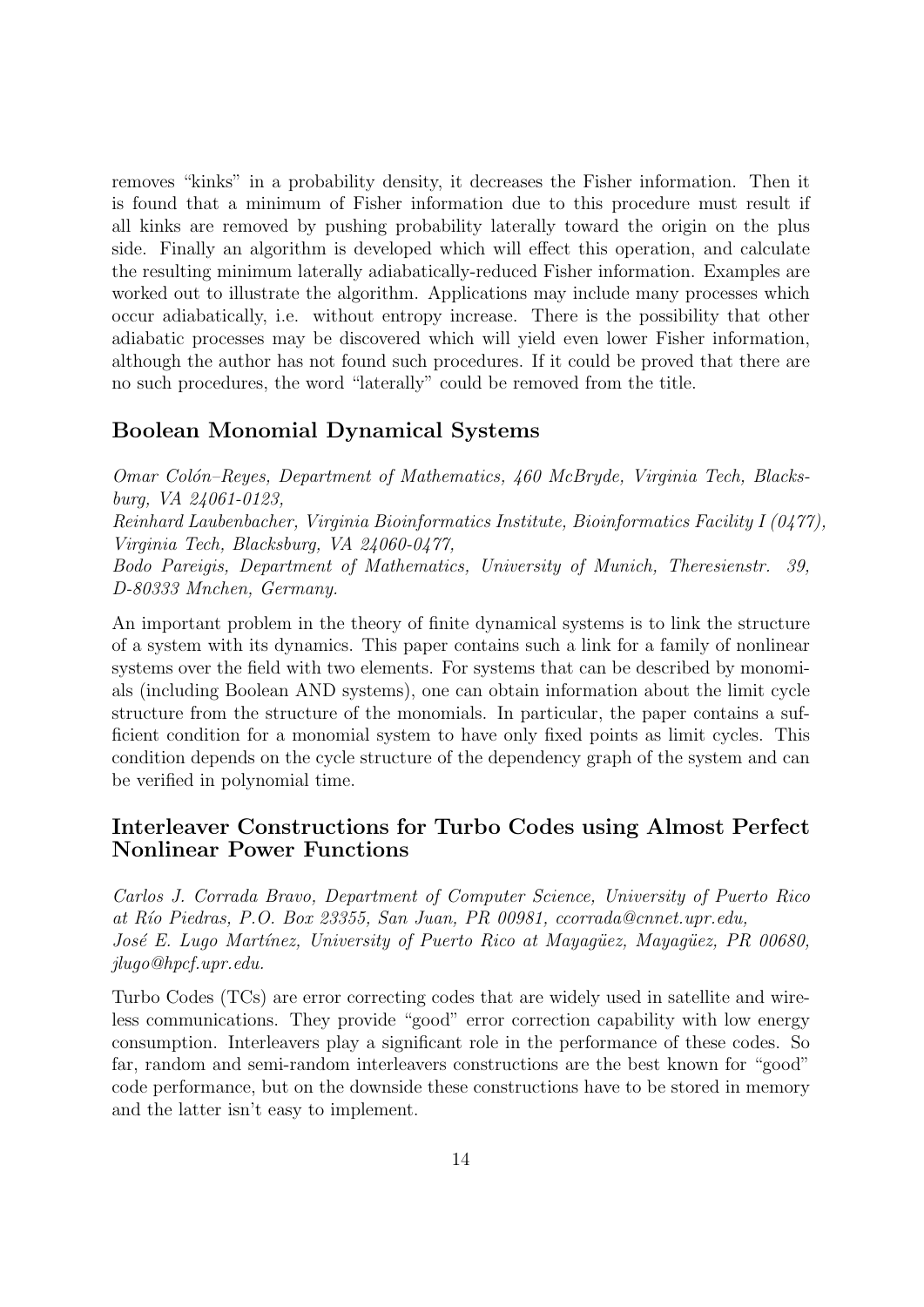removes "kinks" in a probability density, it decreases the Fisher information. Then it is found that a minimum of Fisher information due to this procedure must result if all kinks are removed by pushing probability laterally toward the origin on the plus side. Finally an algorithm is developed which will effect this operation, and calculate the resulting minimum laterally adiabatically-reduced Fisher information. Examples are worked out to illustrate the algorithm. Applications may include many processes which occur adiabatically, i.e. without entropy increase. There is the possibility that other adiabatic processes may be discovered which will yield even lower Fisher information, although the author has not found such procedures. If it could be proved that there are no such procedures, the word "laterally" could be removed from the title.

## Boolean Monomial Dynamical Systems

*Omar Colón–Reyes, Department of Mathematics, 460 McBryde, Virginia Tech, Blacksburg, VA 24061-0123,*
*Reinhard Laubenbacher, Virginia Bioinformatics Institute, Bioinformatics Facility I (0477), Virginia Tech, Blacksburg, VA 24060-0477,*
*Bodo Pareigis, Department of Mathematics, University of Munich, Theresienstr. 39, D-80333 Mnchen, Germany.*

An important problem in the theory of finite dynamical systems is to link the structure of a system with its dynamics. This paper contains such a link for a family of nonlinear systems over the field with two elements. For systems that can be described by monomials (including Boolean AND systems), one can obtain information about the limit cycle structure from the structure of the monomials. In particular, the paper contains a sufficient condition for a monomial system to have only fixed points as limit cycles. This condition depends on the cycle structure of the dependency graph of the system and can be verified in polynomial time.

## Interleaver Constructions for Turbo Codes using Almost Perfect Nonlinear Power Functions

*Carlos J. Corrada Bravo, Department of Computer Science, University of Puerto Rico at Río Piedras, P.O. Box 23355, San Juan, PR 00981, ccorrada@cnnet.upr.edu,*
*José E. Lugo Martínez, University of Puerto Rico at Mayagüez, Mayagüez, PR 00680, jlugo@hpcf.upr.edu.*

Turbo Codes (TCs) are error correcting codes that are widely used in satellite and wireless communications. They provide "good" error correction capability with low energy consumption. Interleavers play a significant role in the performance of these codes. So far, random and semi-random interleavers constructions are the best known for "good" code performance, but on the downside these constructions have to be stored in memory and the latter isn't easy to implement.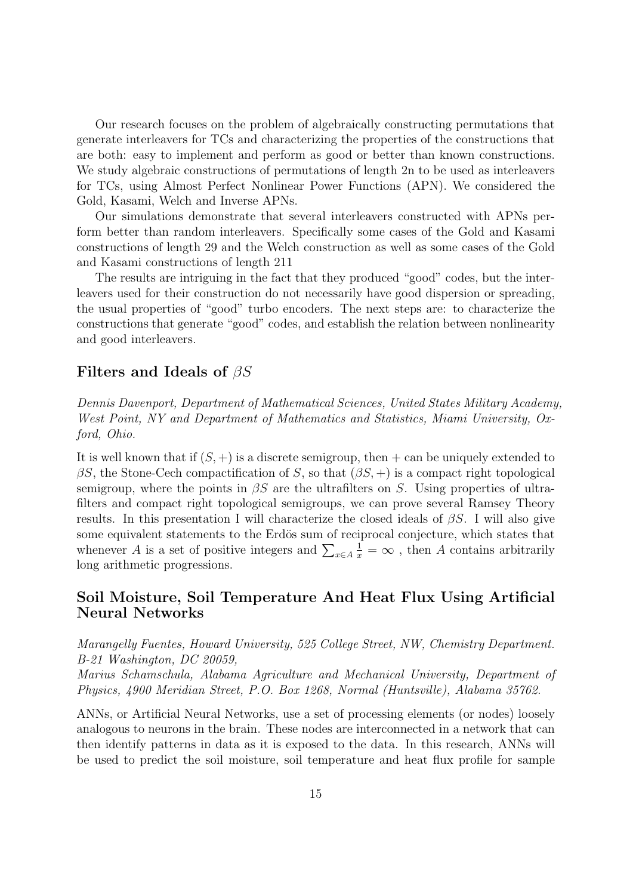Our research focuses on the problem of algebraically constructing permutations that generate interleavers for TCs and characterizing the properties of the constructions that are both: easy to implement and perform as good or better than known constructions. We study algebraic constructions of permutations of length 2n to be used as interleavers for TCs, using Almost Perfect Nonlinear Power Functions (APN). We considered the Gold, Kasami, Welch and Inverse APNs.

Our simulations demonstrate that several interleavers constructed with APNs perform better than random interleavers. Specifically some cases of the Gold and Kasami constructions of length 29 and the Welch construction as well as some cases of the Gold and Kasami constructions of length 211

The results are intriguing in the fact that they produced "good" codes, but the interleavers used for their construction do not necessarily have good dispersion or spreading, the usual properties of "good" turbo encoders. The next steps are: to characterize the constructions that generate "good" codes, and establish the relation between nonlinearity and good interleavers.

## Filters and Ideals of $\beta S$

*Dennis Davenport, Department of Mathematical Sciences, United States Military Academy, West Point, NY and Department of Mathematics and Statistics, Miami University, Oxford, Ohio.*

It is well known that if $(S, +)$ is a discrete semigroup, then $+$ can be uniquely extended to $\beta S$, the Stone-Cech compactification of $S$, so that $(\beta S, +)$ is a compact right topological semigroup, where the points in $\beta S$ are the ultrafilters on $S$. Using properties of ultrafilters and compact right topological semigroups, we can prove several Ramsey Theory results. In this presentation I will characterize the closed ideals of $\beta S$. I will also give some equivalent statements to the Erdös sum of reciprocal conjecture, which states that whenever $A$ is a set of positive integers and $\sum_{x \in A} \frac{1}{x} = \infty$ , then $A$ contains arbitrarily long arithmetic progressions.

## Soil Moisture, Soil Temperature And Heat Flux Using Artificial Neural Networks

*Marangelly Fuentes, Howard University, 525 College Street, NW, Chemistry Department. B-21 Washington, DC 20059,*

*Marius Schamschula, Alabama Agriculture and Mechanical University, Department of Physics, 4900 Meridian Street, P.O. Box 1268, Normal (Huntsville), Alabama 35762.*

ANNs, or Artificial Neural Networks, use a set of processing elements (or nodes) loosely analogous to neurons in the brain. These nodes are interconnected in a network that can then identify patterns in data as it is exposed to the data. In this research, ANNs will be used to predict the soil moisture, soil temperature and heat flux profile for sample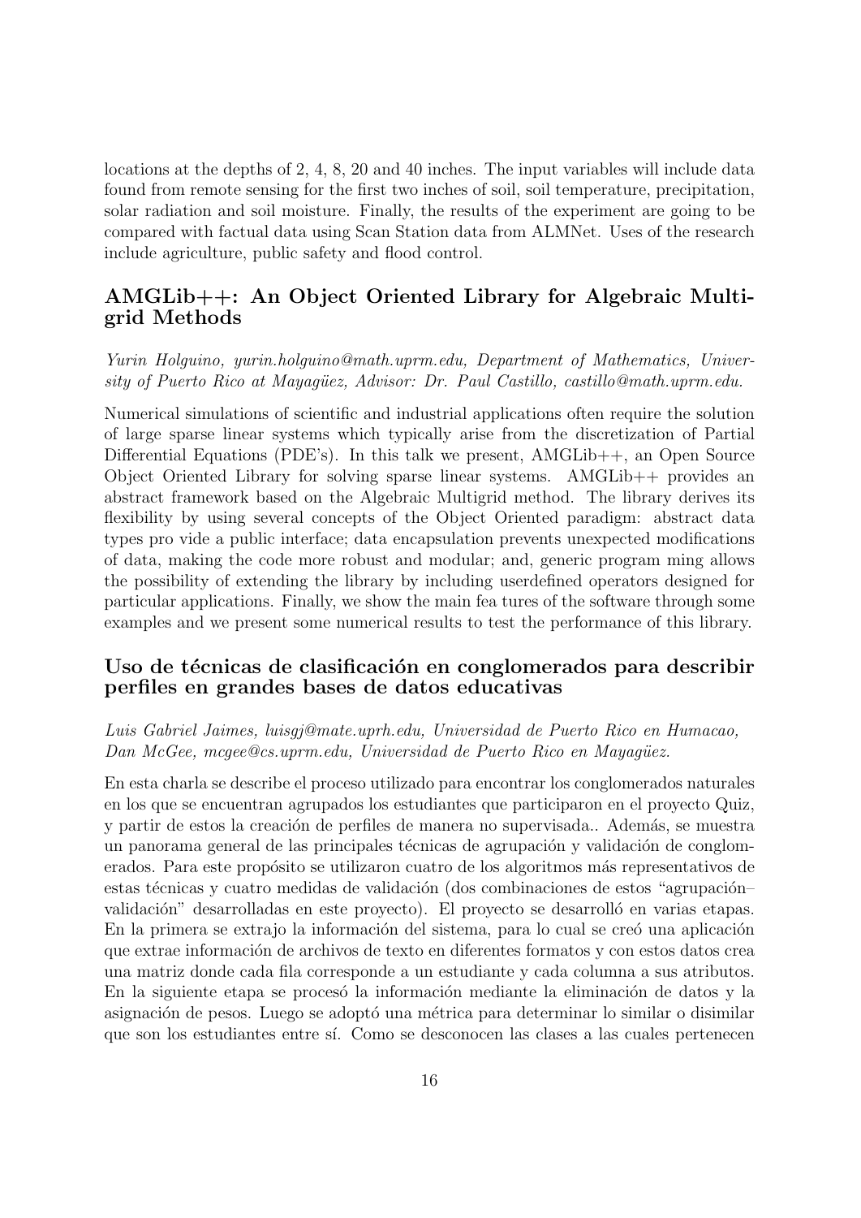locations at the depths of 2, 4, 8, 20 and 40 inches. The input variables will include data found from remote sensing for the first two inches of soil, soil temperature, precipitation, solar radiation and soil moisture. Finally, the results of the experiment are going to be compared with factual data using Scan Station data from ALMNet. Uses of the research include agriculture, public safety and flood control.

## AMGLib++: An Object Oriented Library for Algebraic Multigrid Methods

*Yurin Holguino, yurin.holguino@math.uprm.edu, Department of Mathematics, University of Puerto Rico at Mayagüez, Advisor: Dr. Paul Castillo, castillo@math.uprm.edu.*

Numerical simulations of scientific and industrial applications often require the solution of large sparse linear systems which typically arise from the discretization of Partial Differential Equations (PDE's). In this talk we present, AMGLib++, an Open Source Object Oriented Library for solving sparse linear systems. AMGLib++ provides an abstract framework based on the Algebraic Multigrid method. The library derives its flexibility by using several concepts of the Object Oriented paradigm: abstract data types pro vide a public interface; data encapsulation prevents unexpected modifications of data, making the code more robust and modular; and, generic program ming allows the possibility of extending the library by including userdefined operators designed for particular applications. Finally, we show the main fea tures of the software through some examples and we present some numerical results to test the performance of this library.

## Uso de técnicas de clasificación en conglomerados para describir perfiles en grandes bases de datos educativas

*Luis Gabriel Jaimes, luisgj@mate.uprh.edu, Universidad de Puerto Rico en Humacao, Dan McGee, mcgee@cs.uprm.edu, Universidad de Puerto Rico en Mayagüez.*

En esta charla se describe el proceso utilizado para encontrar los conglomerados naturales en los que se encuentran agrupados los estudiantes que participaron en el proyecto Quiz, y partir de estos la creación de perfiles de manera no supervisada.. Además, se muestra un panorama general de las principales técnicas de agrupación y validación de conglomerados. Para este propósito se utilizaron cuatro de los algoritmos más representativos de estas técnicas y cuatro medidas de validación (dos combinaciones de estos "agrupación–validación" desarrolladas en este proyecto). El proyecto se desarrolló en varias etapas. En la primera se extrajo la información del sistema, para lo cual se creó una aplicación que extrae información de archivos de texto en diferentes formatos y con estos datos crea una matriz donde cada fila corresponde a un estudiante y cada columna a sus atributos. En la siguiente etapa se procesó la información mediante la eliminación de datos y la asignación de pesos. Luego se adoptó una métrica para determinar lo similar o disimilar que son los estudiantes entre sí. Como se desconocen las clases a las cuales pertenecen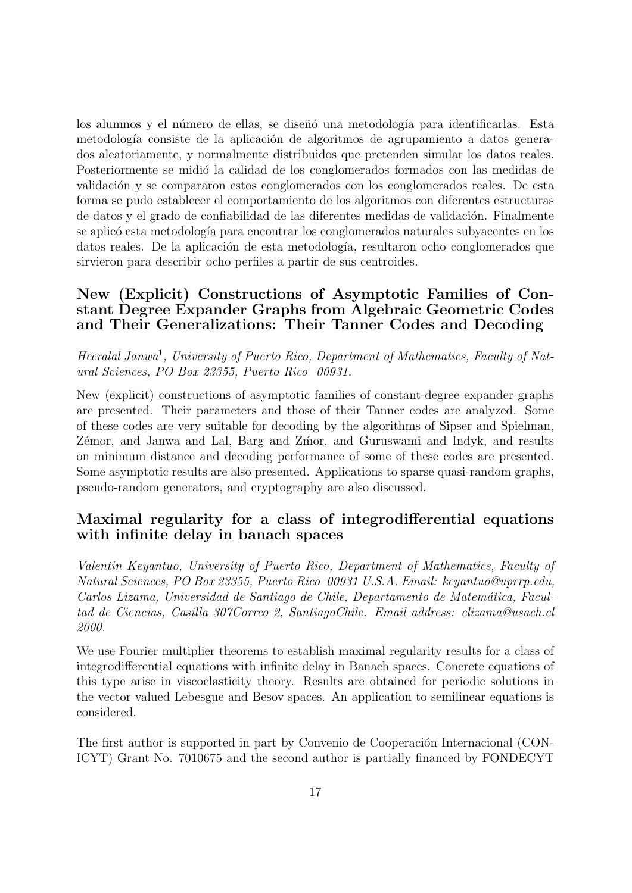los alumnos y el número de ellas, se diseñó una metodología para identificarlas. Esta metodología consiste de la aplicación de algoritmos de agrupamiento a datos generados aleatoriamente, y normalmente distribuidos que pretenden simular los datos reales. Posteriormente se midió la calidad de los conglomerados formados con las medidas de validación y se compararon estos conglomerados con los conglomerados reales. De esta forma se pudo establecer el comportamiento de los algoritmos con diferentes estructuras de datos y el grado de confiabilidad de las diferentes medidas de validación. Finalmente se aplicó esta metodología para encontrar los conglomerados naturales subyacentes en los datos reales. De la aplicación de esta metodología, resultaron ocho conglomerados que sirvieron para describir ocho perfiles a partir de sus centroides.

## New (Explicit) Constructions of Asymptotic Families of Constant Degree Expander Graphs from Algebraic Geometric Codes and Their Generalizations: Their Tanner Codes and Decoding

*Heeralal Janwa*[1]*, University of Puerto Rico, Department of Mathematics, Faculty of Natural Sciences, PO Box 23355, Puerto Rico 00931.*

New (explicit) constructions of asymptotic families of constant-degree expander graphs are presented. Their parameters and those of their Tanner codes are analyzed. Some of these codes are very suitable for decoding by the algorithms of Sipser and Spielman, Zémor, and Janwa and Lal, Barg and Zḿor, and Guruswami and Indyk, and results on minimum distance and decoding performance of some of these codes are presented. Some asymptotic results are also presented. Applications to sparse quasi-random graphs, pseudo-random generators, and cryptography are also discussed.

## Maximal regularity for a class of integrodifferential equations with infinite delay in banach spaces

*Valentin Keyantuo, University of Puerto Rico, Department of Mathematics, Faculty of Natural Sciences, PO Box 23355, Puerto Rico 00931 U.S.A. Email: keyantuo@uprrp.edu, Carlos Lizama, Universidad de Santiago de Chile, Departamento de Matemática, Facultad de Ciencias, Casilla 307Correo 2, SantiagoChile. Email address: clizama@usach.cl 2000.*

We use Fourier multiplier theorems to establish maximal regularity results for a class of integrodifferential equations with infinite delay in Banach spaces. Concrete equations of this type arise in viscoelasticity theory. Results are obtained for periodic solutions in the vector valued Lebesgue and Besov spaces. An application to semilinear equations is considered.

The first author is supported in part by Convenio de Cooperación Internacional (CONICYT) Grant No. 7010675 and the second author is partially financed by FONDECYT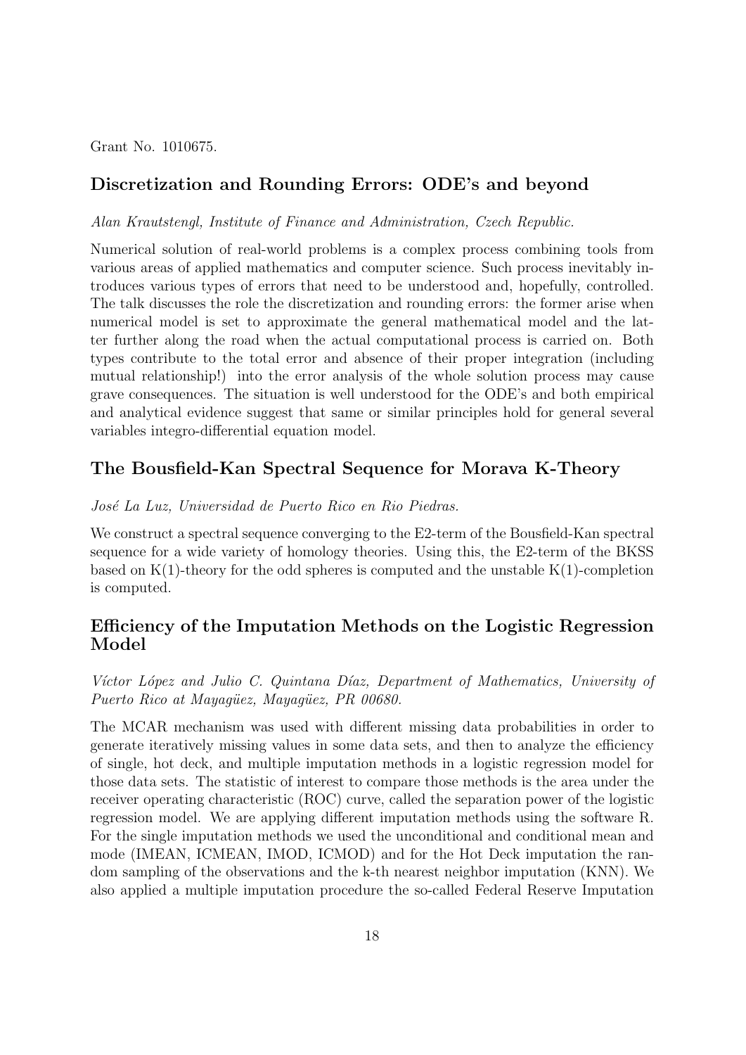Grant No. 1010675.

## Discretization and Rounding Errors: ODE's and beyond

*Alan Krautstengl, Institute of Finance and Administration, Czech Republic.*

Numerical solution of real-world problems is a complex process combining tools from various areas of applied mathematics and computer science. Such process inevitably introduces various types of errors that need to be understood and, hopefully, controlled. The talk discusses the role the discretization and rounding errors: the former arise when numerical model is set to approximate the general mathematical model and the latter further along the road when the actual computational process is carried on. Both types contribute to the total error and absence of their proper integration (including mutual relationship!) into the error analysis of the whole solution process may cause grave consequences. The situation is well understood for the ODE's and both empirical and analytical evidence suggest that same or similar principles hold for general several variables integro-differential equation model.

## The Bousfield-Kan Spectral Sequence for Morava K-Theory

*José La Luz, Universidad de Puerto Rico en Rio Piedras.*

We construct a spectral sequence converging to the E2-term of the Bousfield-Kan spectral sequence for a wide variety of homology theories. Using this, the E2-term of the BKSS based on K(1)-theory for the odd spheres is computed and the unstable K(1)-completion is computed.

## Efficiency of the Imputation Methods on the Logistic Regression Model

*Víctor López and Julio C. Quintana Díaz, Department of Mathematics, University of Puerto Rico at Mayagüez, Mayagüez, PR 00680.*

The MCAR mechanism was used with different missing data probabilities in order to generate iteratively missing values in some data sets, and then to analyze the efficiency of single, hot deck, and multiple imputation methods in a logistic regression model for those data sets. The statistic of interest to compare those methods is the area under the receiver operating characteristic (ROC) curve, called the separation power of the logistic regression model. We are applying different imputation methods using the software R. For the single imputation methods we used the unconditional and conditional mean and mode (IMEAN, ICMEAN, IMOD, ICMOD) and for the Hot Deck imputation the random sampling of the observations and the k-th nearest neighbor imputation (KNN). We also applied a multiple imputation procedure the so-called Federal Reserve Imputation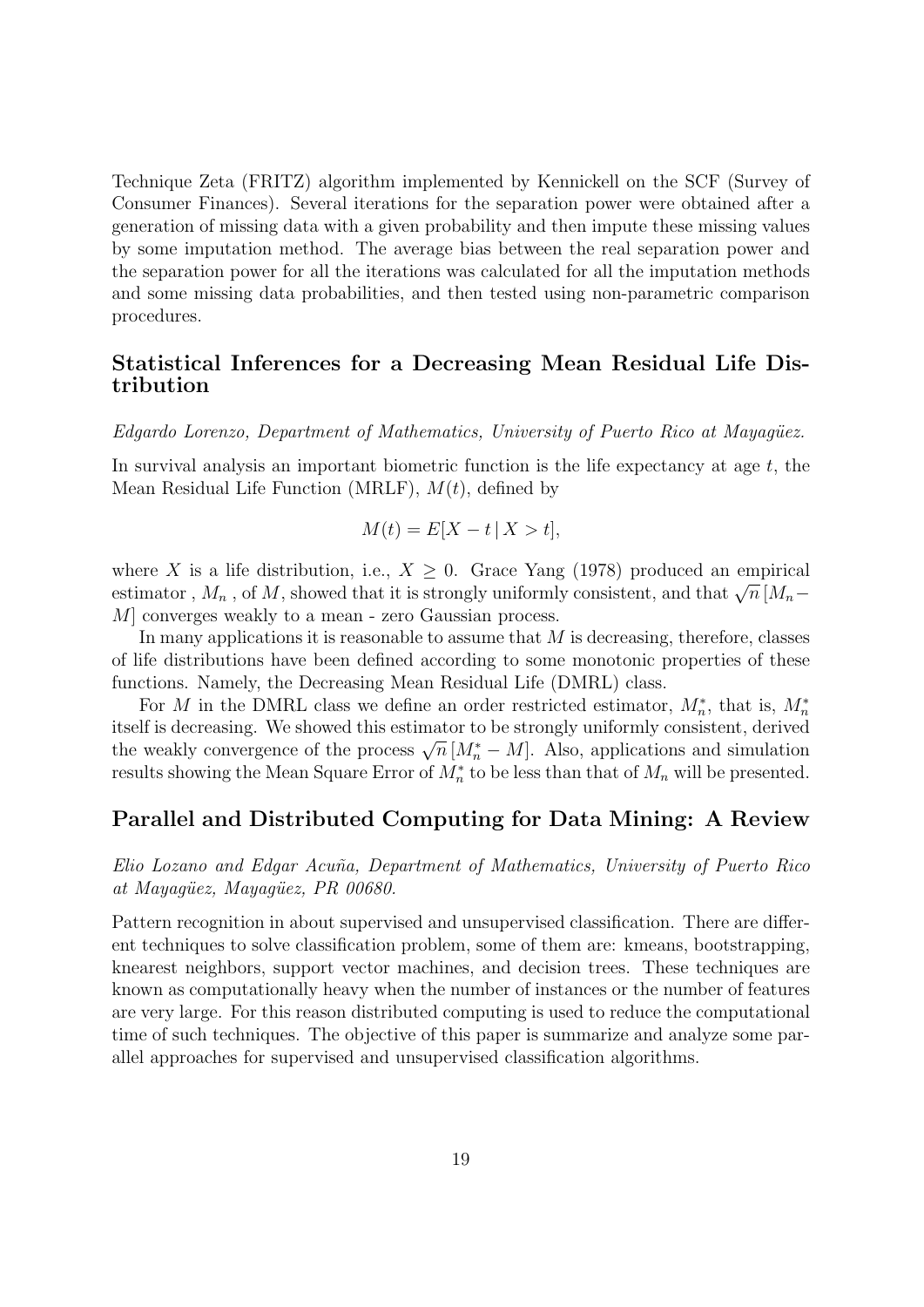Technique Zeta (FRITZ) algorithm implemented by Kennickell on the SCF (Survey of Consumer Finances). Several iterations for the separation power were obtained after a generation of missing data with a given probability and then impute these missing values by some imputation method. The average bias between the real separation power and the separation power for all the iterations was calculated for all the imputation methods and some missing data probabilities, and then tested using non-parametric comparison procedures.

## Statistical Inferences for a Decreasing Mean Residual Life Distribution

*Edgardo Lorenzo, Department of Mathematics, University of Puerto Rico at Mayagüez.*

In survival analysis an important biometric function is the life expectancy at age $t$, the Mean Residual Life Function (MRLF), $M(t)$, defined by

$$M(t) = E[X - t \,|\, X > t],$$

where $X$ is a life distribution, i.e., $X \geq 0$. Grace Yang (1978) produced an empirical estimator , $M_n$ , of $M$, showed that it is strongly uniformly consistent, and that $\sqrt{n}\,[M_n - M]$ converges weakly to a mean - zero Gaussian process.

In many applications it is reasonable to assume that $M$ is decreasing, therefore, classes of life distributions have been defined according to some monotonic properties of these functions. Namely, the Decreasing Mean Residual Life (DMRL) class.

For $M$ in the DMRL class we define an order restricted estimator, $M_n^*$, that is, $M_n^*$ itself is decreasing. We showed this estimator to be strongly uniformly consistent, derived the weakly convergence of the process $\sqrt{n}\,[M_n^* - M]$. Also, applications and simulation results showing the Mean Square Error of $M_n^*$ to be less than that of $M_n$ will be presented.

## Parallel and Distributed Computing for Data Mining: A Review

*Elio Lozano and Edgar Acuña, Department of Mathematics, University of Puerto Rico at Mayagüez, Mayagüez, PR 00680.*

Pattern recognition in about supervised and unsupervised classification. There are different techniques to solve classification problem, some of them are: kmeans, bootstrapping, knearest neighbors, support vector machines, and decision trees. These techniques are known as computationally heavy when the number of instances or the number of features are very large. For this reason distributed computing is used to reduce the computational time of such techniques. The objective of this paper is summarize and analyze some parallel approaches for supervised and unsupervised classification algorithms.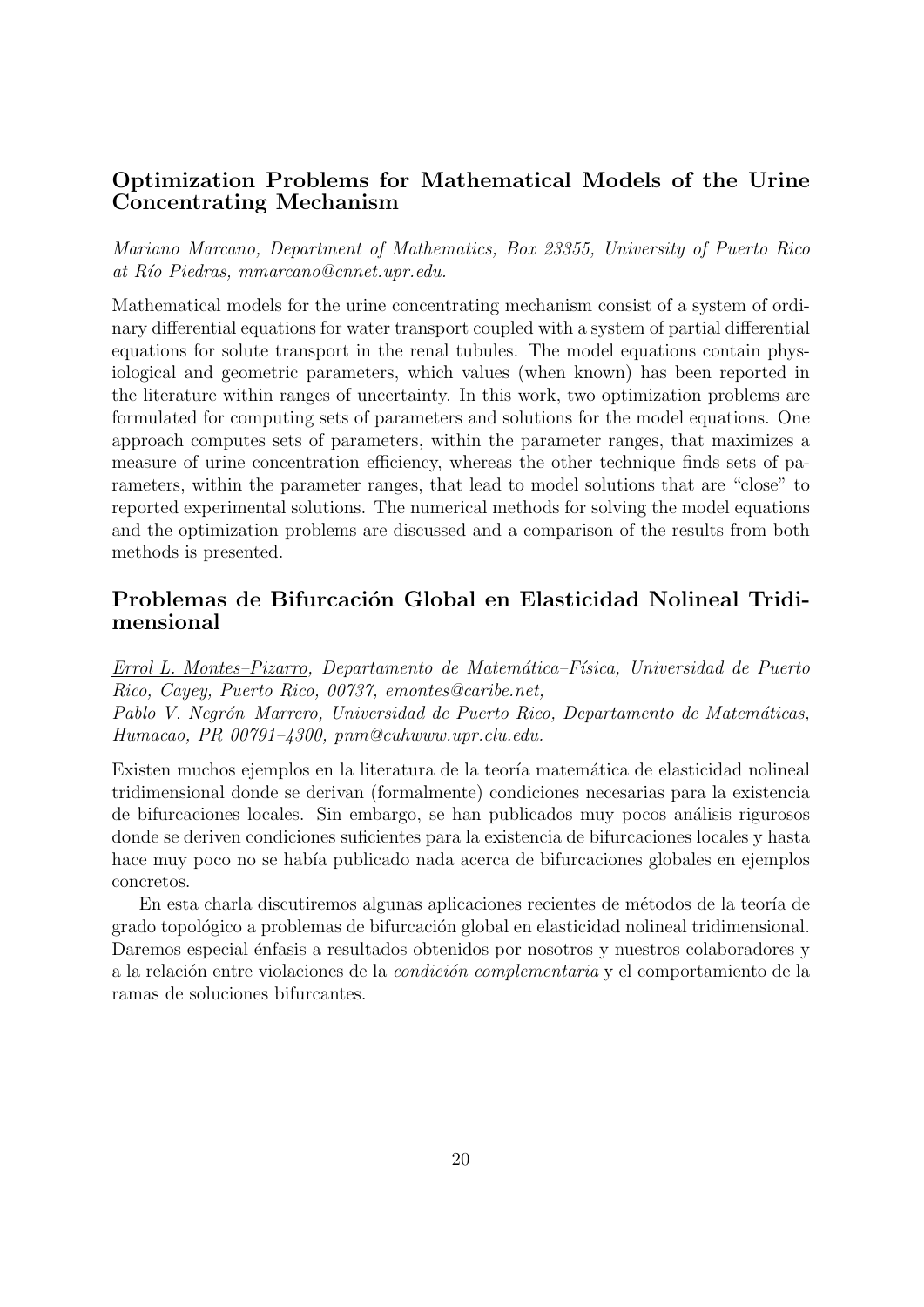## Optimization Problems for Mathematical Models of the Urine Concentrating Mechanism

*Mariano Marcano, Department of Mathematics, Box 23355, University of Puerto Rico at Río Piedras, mmarcano@cnnet.upr.edu.*

Mathematical models for the urine concentrating mechanism consist of a system of ordinary differential equations for water transport coupled with a system of partial differential equations for solute transport in the renal tubules. The model equations contain physiological and geometric parameters, which values (when known) has been reported in the literature within ranges of uncertainty. In this work, two optimization problems are formulated for computing sets of parameters and solutions for the model equations. One approach computes sets of parameters, within the parameter ranges, that maximizes a measure of urine concentration efficiency, whereas the other technique finds sets of parameters, within the parameter ranges, that lead to model solutions that are "close" to reported experimental solutions. The numerical methods for solving the model equations and the optimization problems are discussed and a comparison of the results from both methods is presented.

## Problemas de Bifurcación Global en Elasticidad Nolineal Tridimensional

*Errol L. Montes–Pizarro, Departamento de Matemática–Física, Universidad de Puerto Rico, Cayey, Puerto Rico, 00737, emontes@caribe.net,*
*Pablo V. Negrón–Marrero, Universidad de Puerto Rico, Departamento de Matemáticas, Humacao, PR 00791–4300, pnm@cuhwww.upr.clu.edu.*

Existen muchos ejemplos en la literatura de la teoría matemática de elasticidad nolineal tridimensional donde se derivan (formalmente) condiciones necesarias para la existencia de bifurcaciones locales. Sin embargo, se han publicados muy pocos análisis rigurosos donde se deriven condiciones suficientes para la existencia de bifurcaciones locales y hasta hace muy poco no se había publicado nada acerca de bifurcaciones globales en ejemplos concretos.

En esta charla discutiremos algunas aplicaciones recientes de métodos de la teoría de grado topológico a problemas de bifurcación global en elasticidad nolineal tridimensional. Daremos especial énfasis a resultados obtenidos por nosotros y nuestros colaboradores y a la relación entre violaciones de la *condición complementaria* y el comportamiento de la ramas de soluciones bifurcantes.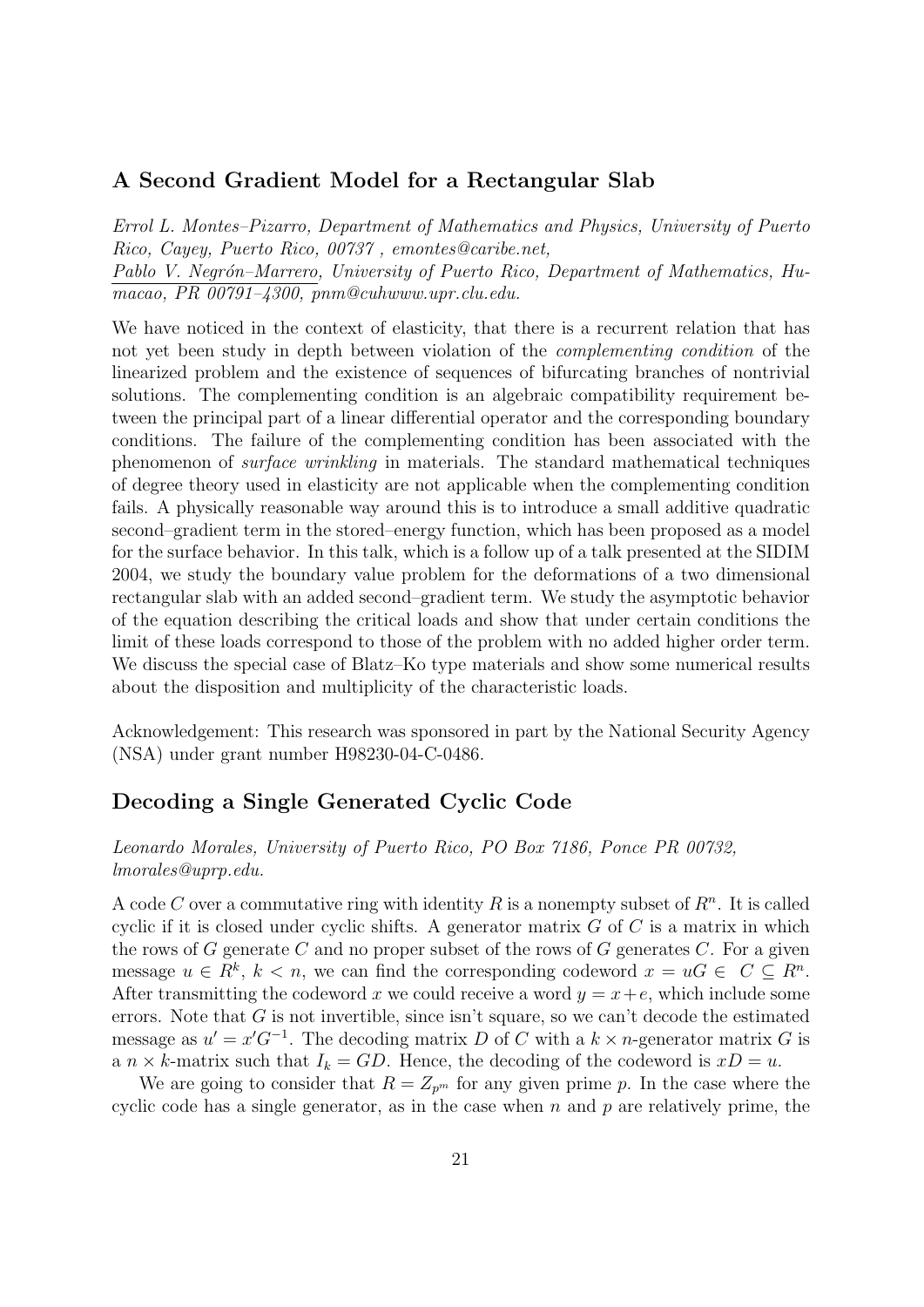## A Second Gradient Model for a Rectangular Slab

*Errol L. Montes–Pizarro, Department of Mathematics and Physics, University of Puerto Rico, Cayey, Puerto Rico, 00737 , emontes@caribe.net,*
*Pablo V. Negrón–Marrero, University of Puerto Rico, Department of Mathematics, Humacao, PR 00791–4300, pnm@cuhwww.upr.clu.edu.*

We have noticed in the context of elasticity, that there is a recurrent relation that has not yet been study in depth between violation of the *complementing condition* of the linearized problem and the existence of sequences of bifurcating branches of nontrivial solutions. The complementing condition is an algebraic compatibility requirement between the principal part of a linear differential operator and the corresponding boundary conditions. The failure of the complementing condition has been associated with the phenomenon of *surface wrinkling* in materials. The standard mathematical techniques of degree theory used in elasticity are not applicable when the complementing condition fails. A physically reasonable way around this is to introduce a small additive quadratic second–gradient term in the stored–energy function, which has been proposed as a model for the surface behavior. In this talk, which is a follow up of a talk presented at the SIDIM 2004, we study the boundary value problem for the deformations of a two dimensional rectangular slab with an added second–gradient term. We study the asymptotic behavior of the equation describing the critical loads and show that under certain conditions the limit of these loads correspond to those of the problem with no added higher order term. We discuss the special case of Blatz–Ko type materials and show some numerical results about the disposition and multiplicity of the characteristic loads.

Acknowledgement: This research was sponsored in part by the National Security Agency (NSA) under grant number H98230-04-C-0486.

## Decoding a Single Generated Cyclic Code

*Leonardo Morales, University of Puerto Rico, PO Box 7186, Ponce PR 00732, lmorales@uprp.edu.*

A code $C$ over a commutative ring with identity $R$ is a nonempty subset of $R^n$. It is called cyclic if it is closed under cyclic shifts. A generator matrix $G$ of $C$ is a matrix in which the rows of $G$ generate $C$ and no proper subset of the rows of $G$ generates $C$. For a given message $u \in R^k$, $k < n$, we can find the corresponding codeword $x = uG \in C \subseteq R^n$. After transmitting the codeword $x$ we could receive a word $y = x + e$, which include some errors. Note that $G$ is not invertible, since isn't square, so we can't decode the estimated message as $u' = x'G^{-1}$. The decoding matrix $D$ of $C$ with a $k \times n$-generator matrix $G$ is a $n \times k$-matrix such that $I_k = GD$. Hence, the decoding of the codeword is $xD = u$.

We are going to consider that $R = Z_{p^m}$ for any given prime $p$. In the case where the cyclic code has a single generator, as in the case when $n$ and $p$ are relatively prime, the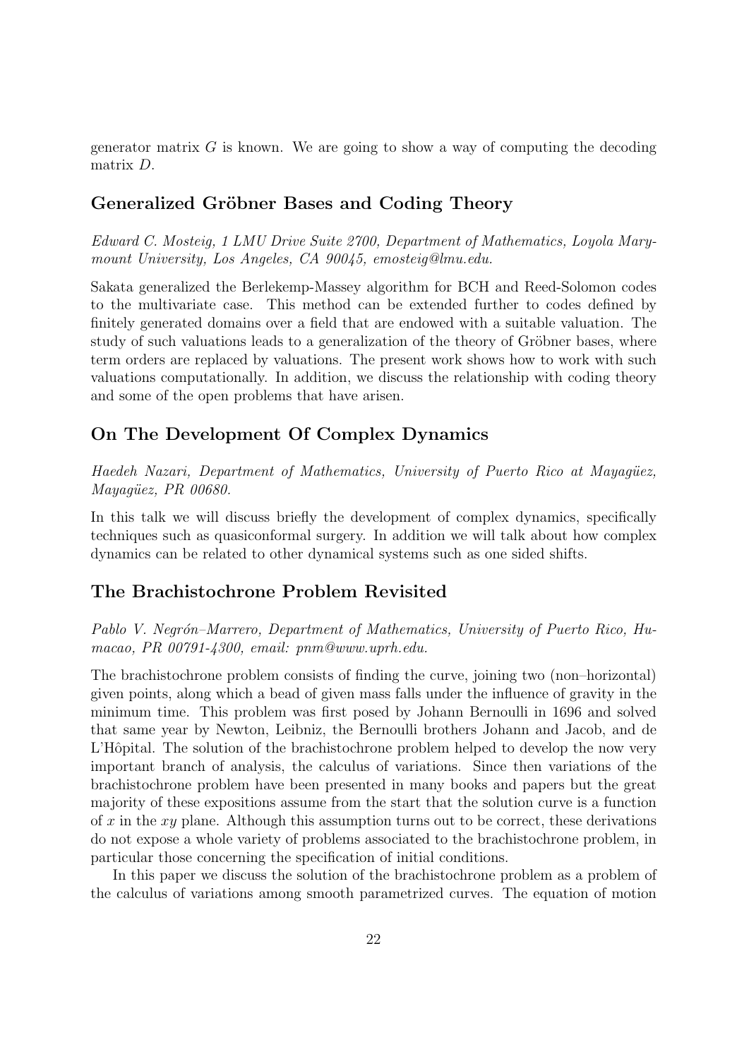generator matrix $G$ is known. We are going to show a way of computing the decoding matrix $D$.

## Generalized Gröbner Bases and Coding Theory

*Edward C. Mosteig, 1 LMU Drive Suite 2700, Department of Mathematics, Loyola Marymount University, Los Angeles, CA 90045, emosteig@lmu.edu.*

Sakata generalized the Berlekemp-Massey algorithm for BCH and Reed-Solomon codes to the multivariate case. This method can be extended further to codes defined by finitely generated domains over a field that are endowed with a suitable valuation. The study of such valuations leads to a generalization of the theory of Gröbner bases, where term orders are replaced by valuations. The present work shows how to work with such valuations computationally. In addition, we discuss the relationship with coding theory and some of the open problems that have arisen.

## On The Development Of Complex Dynamics

*Haedeh Nazari, Department of Mathematics, University of Puerto Rico at Mayagüez, Mayagüez, PR 00680.*

In this talk we will discuss briefly the development of complex dynamics, specifically techniques such as quasiconformal surgery. In addition we will talk about how complex dynamics can be related to other dynamical systems such as one sided shifts.

## The Brachistochrone Problem Revisited

*Pablo V. Negrón–Marrero, Department of Mathematics, University of Puerto Rico, Humacao, PR 00791-4300, email: pnm@www.uprh.edu.*

The brachistochrone problem consists of finding the curve, joining two (non–horizontal) given points, along which a bead of given mass falls under the influence of gravity in the minimum time. This problem was first posed by Johann Bernoulli in 1696 and solved that same year by Newton, Leibniz, the Bernoulli brothers Johann and Jacob, and de L'Hôpital. The solution of the brachistochrone problem helped to develop the now very important branch of analysis, the calculus of variations. Since then variations of the brachistochrone problem have been presented in many books and papers but the great majority of these expositions assume from the start that the solution curve is a function of $x$ in the $xy$ plane. Although this assumption turns out to be correct, these derivations do not expose a whole variety of problems associated to the brachistochrone problem, in particular those concerning the specification of initial conditions.

In this paper we discuss the solution of the brachistochrone problem as a problem of the calculus of variations among smooth parametrized curves. The equation of motion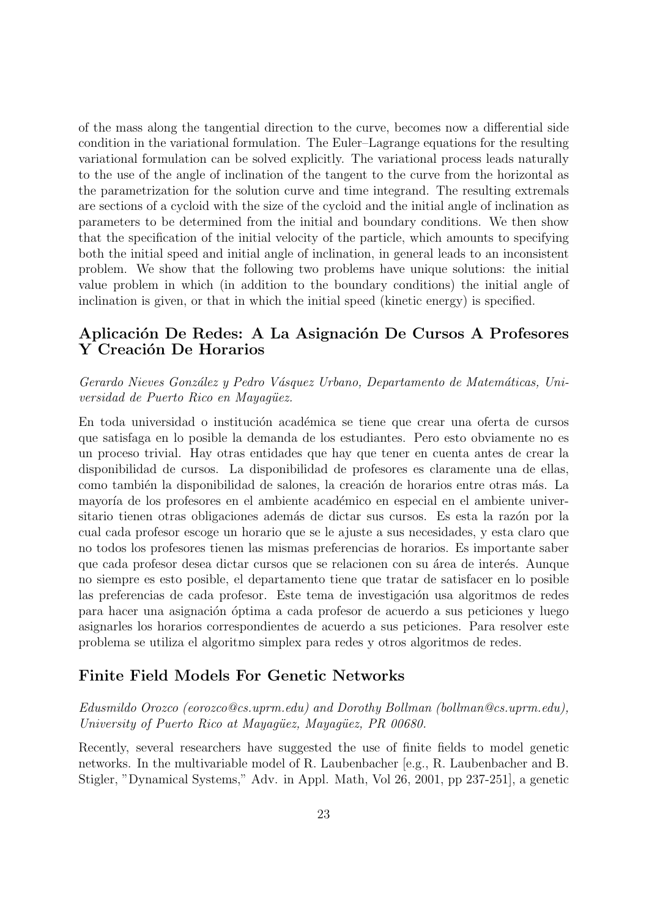of the mass along the tangential direction to the curve, becomes now a differential side condition in the variational formulation. The Euler–Lagrange equations for the resulting variational formulation can be solved explicitly. The variational process leads naturally to the use of the angle of inclination of the tangent to the curve from the horizontal as the parametrization for the solution curve and time integrand. The resulting extremals are sections of a cycloid with the size of the cycloid and the initial angle of inclination as parameters to be determined from the initial and boundary conditions. We then show that the specification of the initial velocity of the particle, which amounts to specifying both the initial speed and initial angle of inclination, in general leads to an inconsistent problem. We show that the following two problems have unique solutions: the initial value problem in which (in addition to the boundary conditions) the initial angle of inclination is given, or that in which the initial speed (kinetic energy) is specified.

## Aplicación De Redes: A La Asignación De Cursos A Profesores Y Creación De Horarios

*Gerardo Nieves González y Pedro Vásquez Urbano, Departamento de Matemáticas, Universidad de Puerto Rico en Mayagüez.*

En toda universidad o institución académica se tiene que crear una oferta de cursos que satisfaga en lo posible la demanda de los estudiantes. Pero esto obviamente no es un proceso trivial. Hay otras entidades que hay que tener en cuenta antes de crear la disponibilidad de cursos. La disponibilidad de profesores es claramente una de ellas, como también la disponibilidad de salones, la creación de horarios entre otras más. La mayoría de los profesores en el ambiente académico en especial en el ambiente universitario tienen otras obligaciones además de dictar sus cursos. Es esta la razón por la cual cada profesor escoge un horario que se le ajuste a sus necesidades, y esta claro que no todos los profesores tienen las mismas preferencias de horarios. Es importante saber que cada profesor desea dictar cursos que se relacionen con su área de interés. Aunque no siempre es esto posible, el departamento tiene que tratar de satisfacer en lo posible las preferencias de cada profesor. Este tema de investigación usa algoritmos de redes para hacer una asignación óptima a cada profesor de acuerdo a sus peticiones y luego asignarles los horarios correspondientes de acuerdo a sus peticiones. Para resolver este problema se utiliza el algoritmo simplex para redes y otros algoritmos de redes.

## Finite Field Models For Genetic Networks

*Edusmildo Orozco (eorozco@cs.uprm.edu) and Dorothy Bollman (bollman@cs.uprm.edu), University of Puerto Rico at Mayagüez, Mayagüez, PR 00680.*

Recently, several researchers have suggested the use of finite fields to model genetic networks. In the multivariable model of R. Laubenbacher [e.g., R. Laubenbacher and B. Stigler, "Dynamical Systems," Adv. in Appl. Math, Vol 26, 2001, pp 237-251], a genetic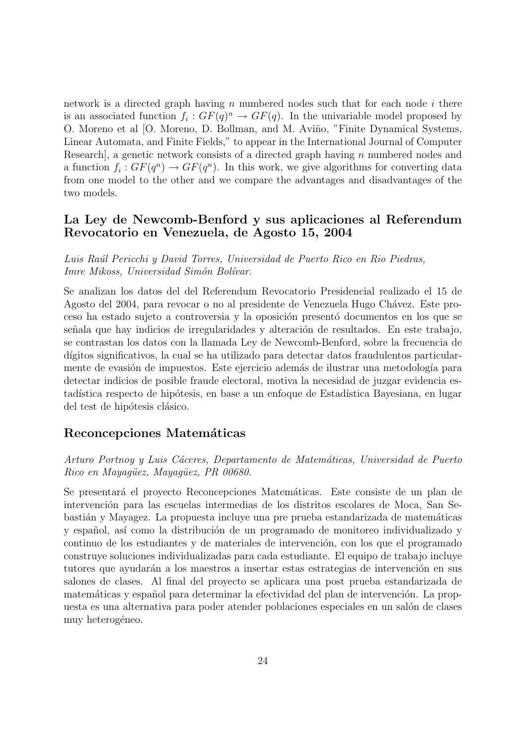network is a directed graph having $n$ numbered nodes such that for each node $i$ there is an associated function $f_i : GF(q)^n \rightarrow GF(q)$. In the univariable model proposed by O. Moreno et al [O. Moreno, D. Bollman, and M. Aviño, "Finite Dynamical Systems, Linear Automata, and Finite Fields," to appear in the International Journal of Computer Research], a genetic network consists of a directed graph having $n$ numbered nodes and a function $f_i : GF(q^n) \rightarrow GF(q^n)$. In this work, we give algorithms for converting data from one model to the other and we compare the advantages and disadvantages of the two models.

## La Ley de Newcomb-Benford y sus aplicaciones al Referendum Revocatorio en Venezuela, de Agosto 15, 2004

*Luis Raúl Pericchi y David Torres, Universidad de Puerto Rico en Rio Piedras, Imre Mikoss, Universidad Simón Bolívar.*

Se analizan los datos del del Referendum Revocatorio Presidencial realizado el 15 de Agosto del 2004, para revocar o no al presidente de Venezuela Hugo Chávez. Este proceso ha estado sujeto a controversia y la oposición presentó documentos en los que se señala que hay indicios de irregularidades y alteración de resultados. En este trabajo, se contrastan los datos con la llamada Ley de Newcomb-Benford, sobre la frecuencia de dígitos significativos, la cual se ha utilizado para detectar datos fraudulentos particularmente de evasión de impuestos. Este ejercicio además de ilustrar una metodología para detectar indicios de posible fraude electoral, motiva la necesidad de juzgar evidencia estadística respecto de hipótesis, en base a un enfoque de Estadística Bayesiana, en lugar del test de hipótesis clásico.

## Reconcepciones Matemáticas

*Arturo Portnoy y Luis Cáceres, Departamento de Matemáticas, Universidad de Puerto Rico en Mayagüez, Mayagüez, PR 00680.*

Se presentará el proyecto Reconcepciones Matemáticas. Este consiste de un plan de intervención para las escuelas intermedias de los distritos escolares de Moca, San Sebastián y Mayagez. La propuesta incluye una pre prueba estandarizada de matemáticas y español, así como la distribución de un programado de monitoreo individualizado y continuo de los estudiantes y de materiales de intervención, con los que el programado construye soluciones individualizadas para cada estudiante. El equipo de trabajo incluye tutores que ayudarán a los maestros a insertar estas estrategias de intervención en sus salones de clases. Al final del proyecto se aplicara una post prueba estandarizada de matemáticas y español para determinar la efectividad del plan de intervención. La propuesta es una alternativa para poder atender poblaciones especiales en un salón de clases muy heterogéneo.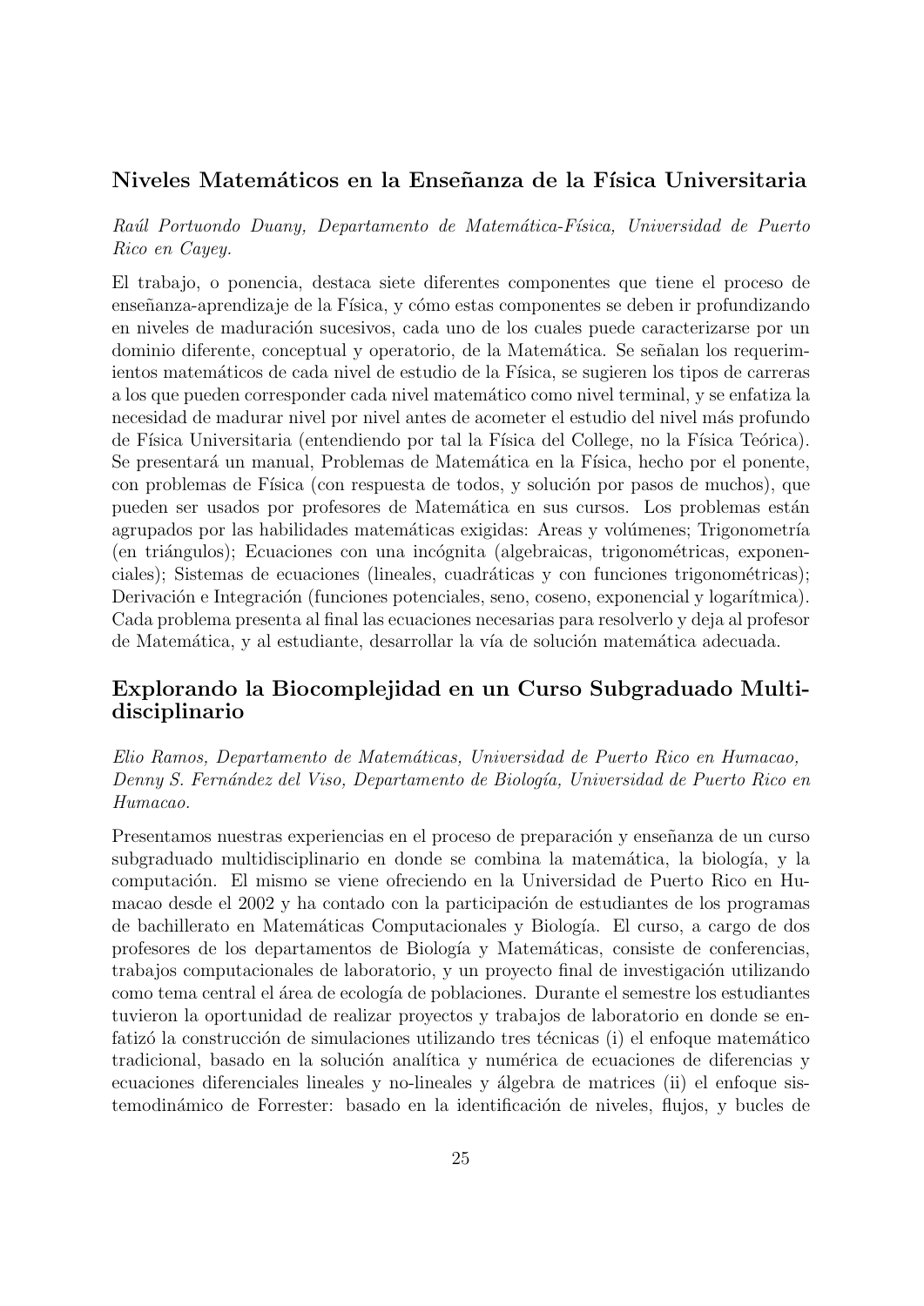## Niveles Matemáticos en la Enseñanza de la Física Universitaria

*Raúl Portuondo Duany, Departamento de Matemática-Física, Universidad de Puerto Rico en Cayey.*

El trabajo, o ponencia, destaca siete diferentes componentes que tiene el proceso de enseñanza-aprendizaje de la Física, y cómo estas componentes se deben ir profundizando en niveles de maduración sucesivos, cada uno de los cuales puede caracterizarse por un dominio diferente, conceptual y operatorio, de la Matemática. Se señalan los requerimientos matemáticos de cada nivel de estudio de la Física, se sugieren los tipos de carreras a los que pueden corresponder cada nivel matemático como nivel terminal, y se enfatiza la necesidad de madurar nivel por nivel antes de acometer el estudio del nivel más profundo de Física Universitaria (entendiendo por tal la Física del College, no la Física Teórica). Se presentará un manual, Problemas de Matemática en la Física, hecho por el ponente, con problemas de Física (con respuesta de todos, y solución por pasos de muchos), que pueden ser usados por profesores de Matemática en sus cursos. Los problemas están agrupados por las habilidades matemáticas exigidas: Areas y volúmenes; Trigonometría (en triángulos); Ecuaciones con una incógnita (algebraicas, trigonométricas, exponenciales); Sistemas de ecuaciones (lineales, cuadráticas y con funciones trigonométricas); Derivación e Integración (funciones potenciales, seno, coseno, exponencial y logarítmica). Cada problema presenta al final las ecuaciones necesarias para resolverlo y deja al profesor de Matemática, y al estudiante, desarrollar la vía de solución matemática adecuada.

## Explorando la Biocomplejidad en un Curso Subgraduado Multidisciplinario

*Elio Ramos, Departamento de Matemáticas, Universidad de Puerto Rico en Humacao, Denny S. Fernández del Viso, Departamento de Biología, Universidad de Puerto Rico en Humacao.*

Presentamos nuestras experiencias en el proceso de preparación y enseñanza de un curso subgraduado multidisciplinario en donde se combina la matemática, la biología, y la computación. El mismo se viene ofreciendo en la Universidad de Puerto Rico en Humacao desde el 2002 y ha contado con la participación de estudiantes de los programas de bachillerato en Matemáticas Computacionales y Biología. El curso, a cargo de dos profesores de los departamentos de Biología y Matemáticas, consiste de conferencias, trabajos computacionales de laboratorio, y un proyecto final de investigación utilizando como tema central el área de ecología de poblaciones. Durante el semestre los estudiantes tuvieron la oportunidad de realizar proyectos y trabajos de laboratorio en donde se enfatizó la construcción de simulaciones utilizando tres técnicas (i) el enfoque matemático tradicional, basado en la solución analítica y numérica de ecuaciones de diferencias y ecuaciones diferenciales lineales y no-lineales y álgebra de matrices (ii) el enfoque sistemodinámico de Forrester: basado en la identificación de niveles, flujos, y bucles de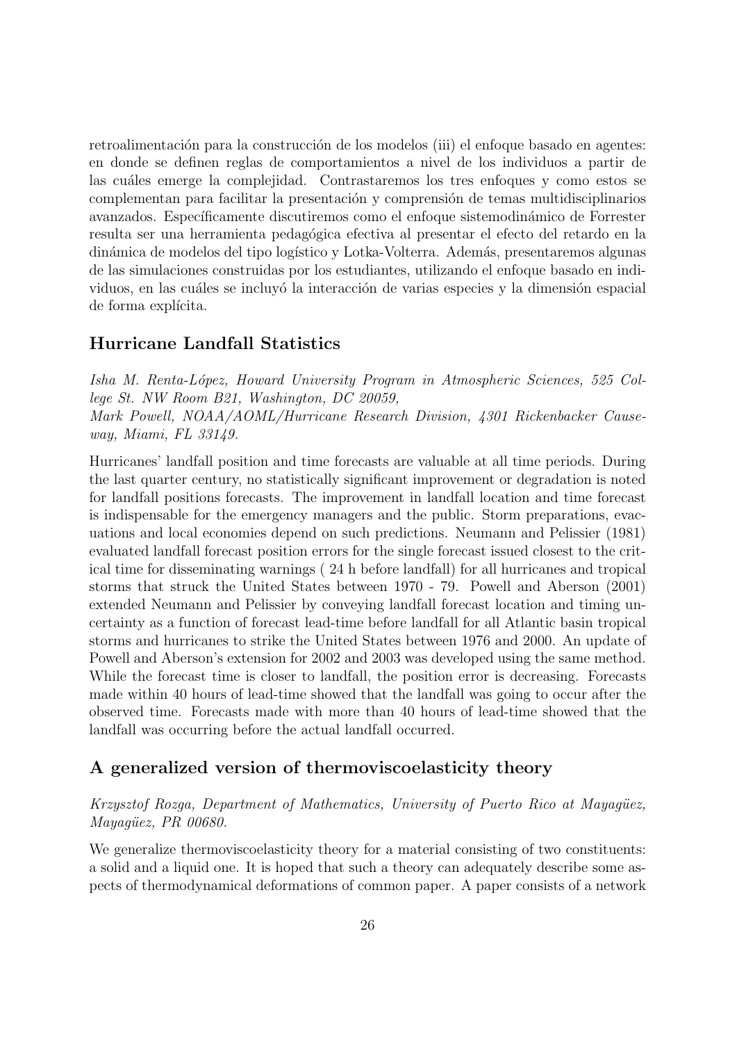retroalimentación para la construcción de los modelos (iii) el enfoque basado en agentes: en donde se definen reglas de comportamientos a nivel de los individuos a partir de las cuáles emerge la complejidad. Contrastaremos los tres enfoques y como estos se complementan para facilitar la presentación y comprensión de temas multidisciplinarios avanzados. Específicamente discutiremos como el enfoque sistemodinámico de Forrester resulta ser una herramienta pedagógica efectiva al presentar el efecto del retardo en la dinámica de modelos del tipo logístico y Lotka-Volterra. Además, presentaremos algunas de las simulaciones construidas por los estudiantes, utilizando el enfoque basado en individuos, en las cuáles se incluyó la interacción de varias especies y la dimensión espacial de forma explícita.

## Hurricane Landfall Statistics

*Isha M. Renta-López, Howard University Program in Atmospheric Sciences, 525 College St. NW Room B21, Washington, DC 20059,*
*Mark Powell, NOAA/AOML/Hurricane Research Division, 4301 Rickenbacker Causeway, Miami, FL 33149.*

Hurricanes' landfall position and time forecasts are valuable at all time periods. During the last quarter century, no statistically significant improvement or degradation is noted for landfall positions forecasts. The improvement in landfall location and time forecast is indispensable for the emergency managers and the public. Storm preparations, evacuations and local economies depend on such predictions. Neumann and Pelissier (1981) evaluated landfall forecast position errors for the single forecast issued closest to the critical time for disseminating warnings ( 24 h before landfall) for all hurricanes and tropical storms that struck the United States between 1970 - 79. Powell and Aberson (2001) extended Neumann and Pelissier by conveying landfall forecast location and timing uncertainty as a function of forecast lead-time before landfall for all Atlantic basin tropical storms and hurricanes to strike the United States between 1976 and 2000. An update of Powell and Aberson's extension for 2002 and 2003 was developed using the same method. While the forecast time is closer to landfall, the position error is decreasing. Forecasts made within 40 hours of lead-time showed that the landfall was going to occur after the observed time. Forecasts made with more than 40 hours of lead-time showed that the landfall was occurring before the actual landfall occurred.

## A generalized version of thermoviscoelasticity theory

*Krzysztof Rozga, Department of Mathematics, University of Puerto Rico at Mayagüez, Mayagüez, PR 00680.*

We generalize thermoviscoelasticity theory for a material consisting of two constituents: a solid and a liquid one. It is hoped that such a theory can adequately describe some aspects of thermodynamical deformations of common paper. A paper consists of a network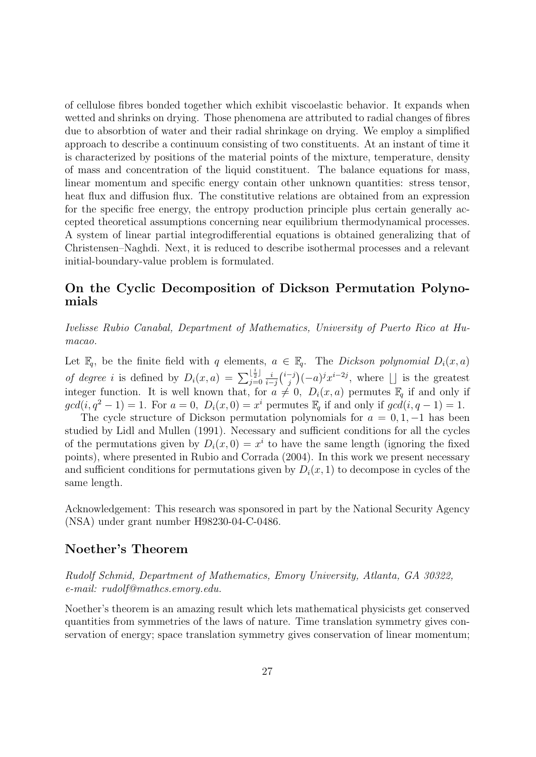of cellulose fibres bonded together which exhibit viscoelastic behavior. It expands when wetted and shrinks on drying. Those phenomena are attributed to radial changes of fibres due to absorbtion of water and their radial shrinkage on drying. We employ a simplified approach to describe a continuum consisting of two constituents. At an instant of time it is characterized by positions of the material points of the mixture, temperature, density of mass and concentration of the liquid constituent. The balance equations for mass, linear momentum and specific energy contain other unknown quantities: stress tensor, heat flux and diffusion flux. The constitutive relations are obtained from an expression for the specific free energy, the entropy production principle plus certain generally accepted theoretical assumptions concerning near equilibrium thermodynamical processes. A system of linear partial integrodifferential equations is obtained generalizing that of Christensen–Naghdi. Next, it is reduced to describe isothermal processes and a relevant initial-boundary-value problem is formulated.

## On the Cyclic Decomposition of Dickson Permutation Polynomials

*Ivelisse Rubio Canabal, Department of Mathematics, University of Puerto Rico at Humacao.*

Let $\mathbb{F}_q$, be the finite field with $q$ elements, $a \in \mathbb{F}_q$. The *Dickson polynomial* $D_i(x, a)$ *of degree* $i$ is defined by $D_i(x, a) = \sum_{j=0}^{\lfloor \frac{i}{2} \rfloor} \frac{i}{i-j}\binom{i-j}{j}(-a)^j x^{i-2j}$, where $\lfloor \rfloor$ is the greatest integer function. It is well known that, for $a \neq 0$, $D_i(x, a)$ permutes $\mathbb{F}_q$ if and only if $gcd(i, q^2 - 1) = 1$. For $a = 0$, $D_i(x, 0) = x^i$ permutes $\mathbb{F}_q$ if and only if $gcd(i, q - 1) = 1$.

The cycle structure of Dickson permutation polynomials for $a = 0, 1, -1$ has been studied by Lidl and Mullen (1991). Necessary and sufficient conditions for all the cycles of the permutations given by $D_i(x, 0) = x^i$ to have the same length (ignoring the fixed points), where presented in Rubio and Corrada (2004). In this work we present necessary and sufficient conditions for permutations given by $D_i(x, 1)$ to decompose in cycles of the same length.

Acknowledgement: This research was sponsored in part by the National Security Agency (NSA) under grant number H98230-04-C-0486.

## Noether's Theorem

*Rudolf Schmid, Department of Mathematics, Emory University, Atlanta, GA 30322, e-mail: rudolf@mathcs.emory.edu.*

Noether's theorem is an amazing result which lets mathematical physicists get conserved quantities from symmetries of the laws of nature. Time translation symmetry gives conservation of energy; space translation symmetry gives conservation of linear momentum;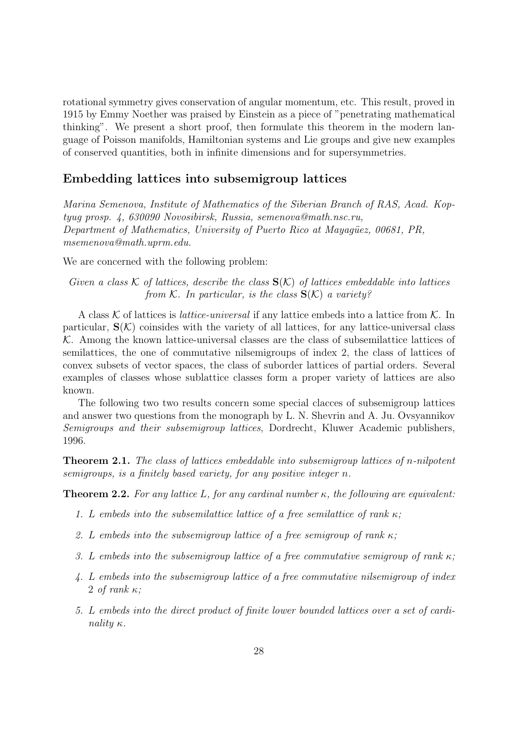rotational symmetry gives conservation of angular momentum, etc. This result, proved in 1915 by Emmy Noether was praised by Einstein as a piece of "penetrating mathematical thinking". We present a short proof, then formulate this theorem in the modern language of Poisson manifolds, Hamiltonian systems and Lie groups and give new examples of conserved quantities, both in infinite dimensions and for supersymmetries.

## Embedding lattices into subsemigroup lattices

*Marina Semenova, Institute of Mathematics of the Siberian Branch of RAS, Acad. Koptyug prosp. 4, 630090 Novosibirsk, Russia, semenova@math.nsc.ru,*
*Department of Mathematics, University of Puerto Rico at Mayagüez, 00681, PR, msemenova@math.uprm.edu.*

We are concerned with the following problem:

*Given a class $\mathcal{K}$ of lattices, describe the class $\mathbf{S}(\mathcal{K})$ of lattices embeddable into lattices from $\mathcal{K}$. In particular, is the class $\mathbf{S}(\mathcal{K})$ a variety?*

A class $\mathcal{K}$ of lattices is *lattice-universal* if any lattice embeds into a lattice from $\mathcal{K}$. In particular, $\mathbf{S}(\mathcal{K})$ coinsides with the variety of all lattices, for any lattice-universal class $\mathcal{K}$. Among the known lattice-universal classes are the class of subsemilattice lattices of semilattices, the one of commutative nilsemigroups of index 2, the class of lattices of convex subsets of vector spaces, the class of suborder lattices of partial orders. Several examples of classes whose sublattice classes form a proper variety of lattices are also known.

The following two two results concern some special clacces of subsemigroup lattices and answer two questions from the monograph by L. N. Shevrin and A. Ju. Ovsyannikov *Semigroups and their subsemigroup lattices*, Dordrecht, Kluwer Academic publishers, 1996.

**Theorem 2.1.** *The class of lattices embeddable into subsemigroup lattices of $n$-nilpotent semigroups, is a finitely based variety, for any positive integer $n$.*

**Theorem 2.2.** *For any lattice $L$, for any cardinal number $\kappa$, the following are equivalent:*

1. *$L$ embeds into the subsemilattice lattice of a free semilattice of rank $\kappa$;*
2. *$L$ embeds into the subsemigroup lattice of a free semigroup of rank $\kappa$;*
3. *$L$ embeds into the subsemigroup lattice of a free commutative semigroup of rank $\kappa$;*
4. *$L$ embeds into the subsemigroup lattice of a free commutative nilsemigroup of index 2 of rank $\kappa$;*
5. *$L$ embeds into the direct product of finite lower bounded lattices over a set of cardinality $\kappa$.*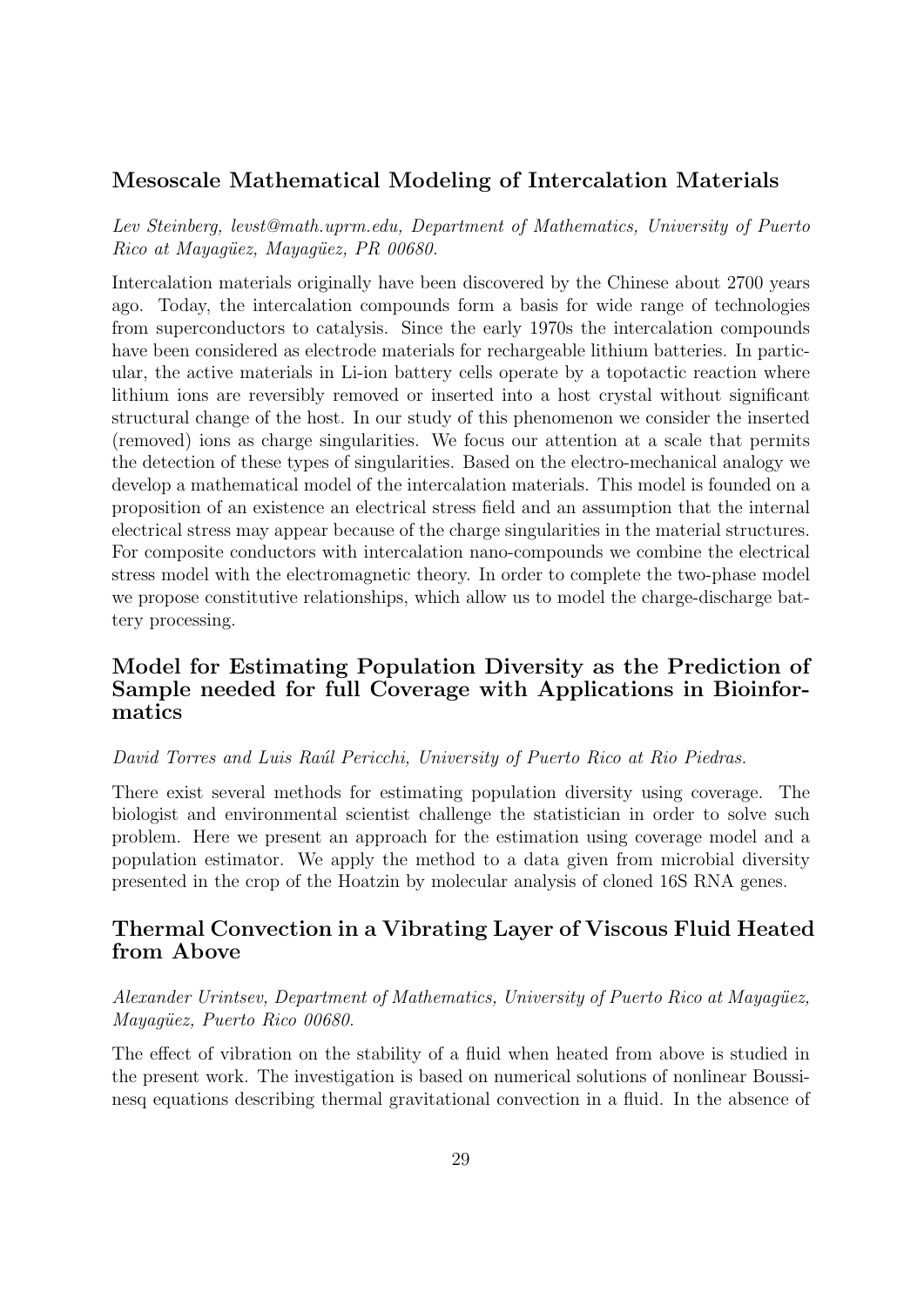## Mesoscale Mathematical Modeling of Intercalation Materials

*Lev Steinberg, levst@math.uprm.edu, Department of Mathematics, University of Puerto Rico at Mayagüez, Mayagüez, PR 00680.*

Intercalation materials originally have been discovered by the Chinese about 2700 years ago. Today, the intercalation compounds form a basis for wide range of technologies from superconductors to catalysis. Since the early 1970s the intercalation compounds have been considered as electrode materials for rechargeable lithium batteries. In particular, the active materials in Li-ion battery cells operate by a topotactic reaction where lithium ions are reversibly removed or inserted into a host crystal without significant structural change of the host. In our study of this phenomenon we consider the inserted (removed) ions as charge singularities. We focus our attention at a scale that permits the detection of these types of singularities. Based on the electro-mechanical analogy we develop a mathematical model of the intercalation materials. This model is founded on a proposition of an existence an electrical stress field and an assumption that the internal electrical stress may appear because of the charge singularities in the material structures. For composite conductors with intercalation nano-compounds we combine the electrical stress model with the electromagnetic theory. In order to complete the two-phase model we propose constitutive relationships, which allow us to model the charge-discharge battery processing.

## Model for Estimating Population Diversity as the Prediction of Sample needed for full Coverage with Applications in Bioinformatics

*David Torres and Luis Raúl Pericchi, University of Puerto Rico at Rio Piedras.*

There exist several methods for estimating population diversity using coverage. The biologist and environmental scientist challenge the statistician in order to solve such problem. Here we present an approach for the estimation using coverage model and a population estimator. We apply the method to a data given from microbial diversity presented in the crop of the Hoatzin by molecular analysis of cloned 16S RNA genes.

## Thermal Convection in a Vibrating Layer of Viscous Fluid Heated from Above

*Alexander Urintsev, Department of Mathematics, University of Puerto Rico at Mayagüez, Mayagüez, Puerto Rico 00680.*

The effect of vibration on the stability of a fluid when heated from above is studied in the present work. The investigation is based on numerical solutions of nonlinear Boussinesq equations describing thermal gravitational convection in a fluid. In the absence of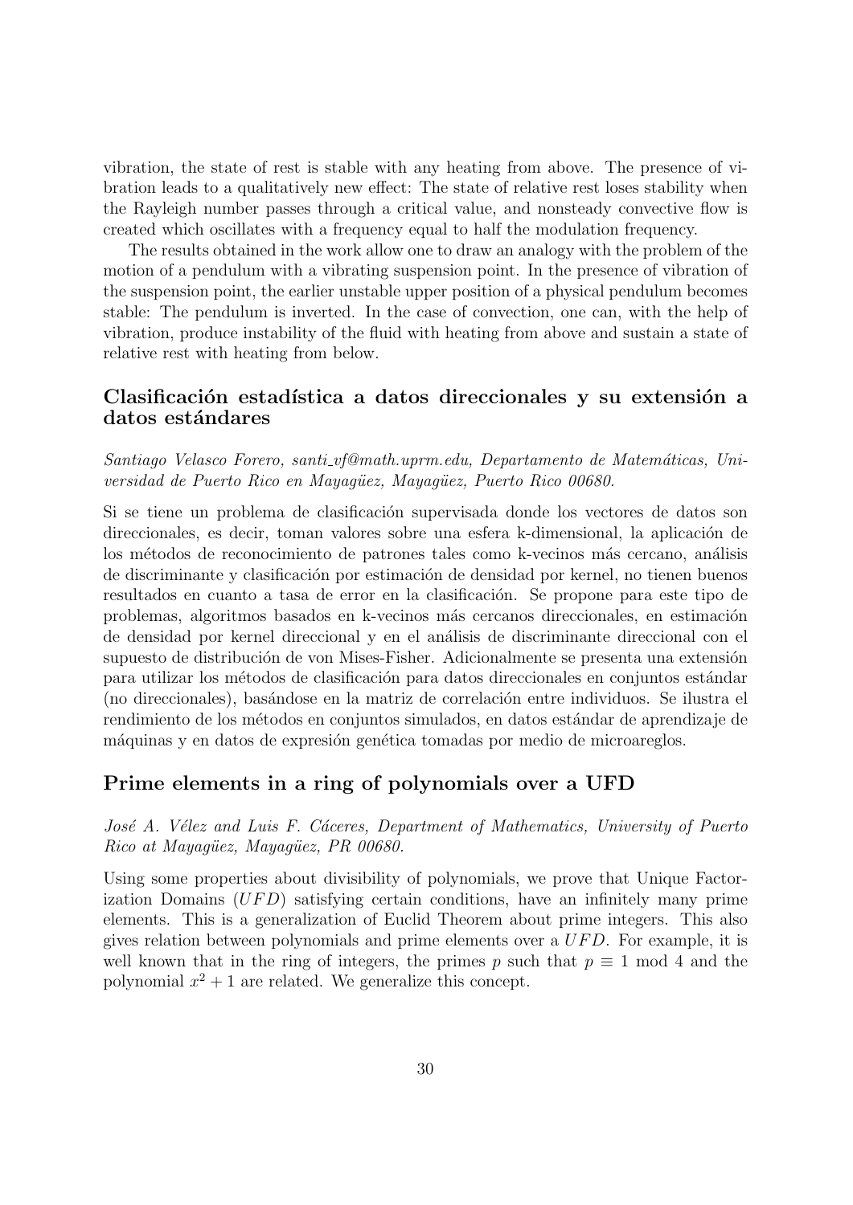vibration, the state of rest is stable with any heating from above. The presence of vibration leads to a qualitatively new effect: The state of relative rest loses stability when the Rayleigh number passes through a critical value, and nonsteady convective flow is created which oscillates with a frequency equal to half the modulation frequency.

The results obtained in the work allow one to draw an analogy with the problem of the motion of a pendulum with a vibrating suspension point. In the presence of vibration of the suspension point, the earlier unstable upper position of a physical pendulum becomes stable: The pendulum is inverted. In the case of convection, one can, with the help of vibration, produce instability of the fluid with heating from above and sustain a state of relative rest with heating from below.

## Clasificación estadística a datos direccionales y su extensión a datos estándares

*Santiago Velasco Forero, santi_vf@math.uprm.edu, Departamento de Matemáticas, Universidad de Puerto Rico en Mayagüez, Mayagüez, Puerto Rico 00680.*

Si se tiene un problema de clasificación supervisada donde los vectores de datos son direccionales, es decir, toman valores sobre una esfera k-dimensional, la aplicación de los métodos de reconocimiento de patrones tales como k-vecinos más cercano, análisis de discriminante y clasificación por estimación de densidad por kernel, no tienen buenos resultados en cuanto a tasa de error en la clasificación. Se propone para este tipo de problemas, algoritmos basados en k-vecinos más cercanos direccionales, en estimación de densidad por kernel direccional y en el análisis de discriminante direccional con el supuesto de distribución de von Mises-Fisher. Adicionalmente se presenta una extensión para utilizar los métodos de clasificación para datos direccionales en conjuntos estándar (no direccionales), basándose en la matriz de correlación entre individuos. Se ilustra el rendimiento de los métodos en conjuntos simulados, en datos estándar de aprendizaje de máquinas y en datos de expresión genética tomadas por medio de microareglos.

## Prime elements in a ring of polynomials over a UFD

*José A. Vélez and Luis F. Cáceres, Department of Mathematics, University of Puerto Rico at Mayagüez, Mayagüez, PR 00680.*

Using some properties about divisibility of polynomials, we prove that Unique Factorization Domains ($UFD$) satisfying certain conditions, have an infinitely many prime elements. This is a generalization of Euclid Theorem about prime integers. This also gives relation between polynomials and prime elements over a $UFD$. For example, it is well known that in the ring of integers, the primes $p$ such that $p \equiv 1 \bmod 4$ and the polynomial $x^2 + 1$ are related. We generalize this concept.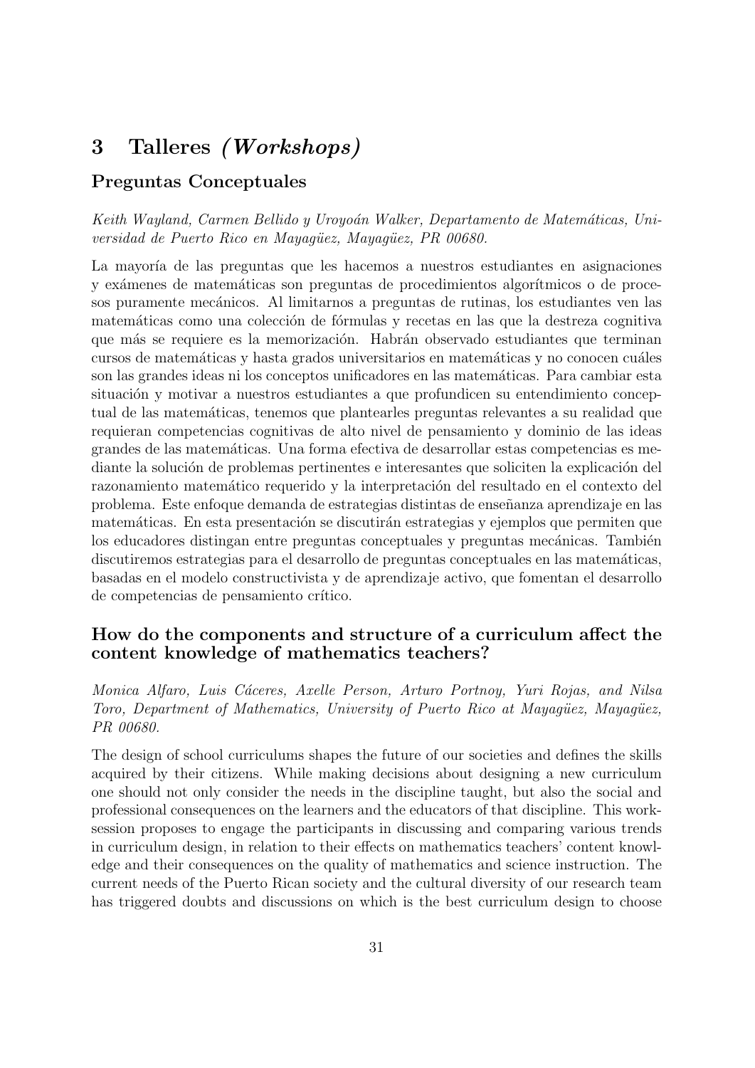# 3 Talleres *(Workshops)*

## Preguntas Conceptuales

*Keith Wayland, Carmen Bellido y Uroyoán Walker, Departamento de Matemáticas, Universidad de Puerto Rico en Mayagüez, Mayagüez, PR 00680.*

La mayoría de las preguntas que les hacemos a nuestros estudiantes en asignaciones y exámenes de matemáticas son preguntas de procedimientos algorítmicos o de procesos puramente mecánicos. Al limitarnos a preguntas de rutinas, los estudiantes ven las matemáticas como una colección de fórmulas y recetas en las que la destreza cognitiva que más se requiere es la memorización. Habrán observado estudiantes que terminan cursos de matemáticas y hasta grados universitarios en matemáticas y no conocen cuáles son las grandes ideas ni los conceptos unificadores en las matemáticas. Para cambiar esta situación y motivar a nuestros estudiantes a que profundicen su entendimiento conceptual de las matemáticas, tenemos que plantearles preguntas relevantes a su realidad que requieran competencias cognitivas de alto nivel de pensamiento y dominio de las ideas grandes de las matemáticas. Una forma efectiva de desarrollar estas competencias es mediante la solución de problemas pertinentes e interesantes que soliciten la explicación del razonamiento matemático requerido y la interpretación del resultado en el contexto del problema. Este enfoque demanda de estrategias distintas de enseñanza aprendizaje en las matemáticas. En esta presentación se discutirán estrategias y ejemplos que permiten que los educadores distingan entre preguntas conceptuales y preguntas mecánicas. También discutiremos estrategias para el desarrollo de preguntas conceptuales en las matemáticas, basadas en el modelo constructivista y de aprendizaje activo, que fomentan el desarrollo de competencias de pensamiento crítico.

## How do the components and structure of a curriculum affect the content knowledge of mathematics teachers?

*Monica Alfaro, Luis Cáceres, Axelle Person, Arturo Portnoy, Yuri Rojas, and Nilsa Toro, Department of Mathematics, University of Puerto Rico at Mayagüez, Mayagüez, PR 00680.*

The design of school curriculums shapes the future of our societies and defines the skills acquired by their citizens. While making decisions about designing a new curriculum one should not only consider the needs in the discipline taught, but also the social and professional consequences on the learners and the educators of that discipline. This work-session proposes to engage the participants in discussing and comparing various trends in curriculum design, in relation to their effects on mathematics teachers' content knowledge and their consequences on the quality of mathematics and science instruction. The current needs of the Puerto Rican society and the cultural diversity of our research team has triggered doubts and discussions on which is the best curriculum design to choose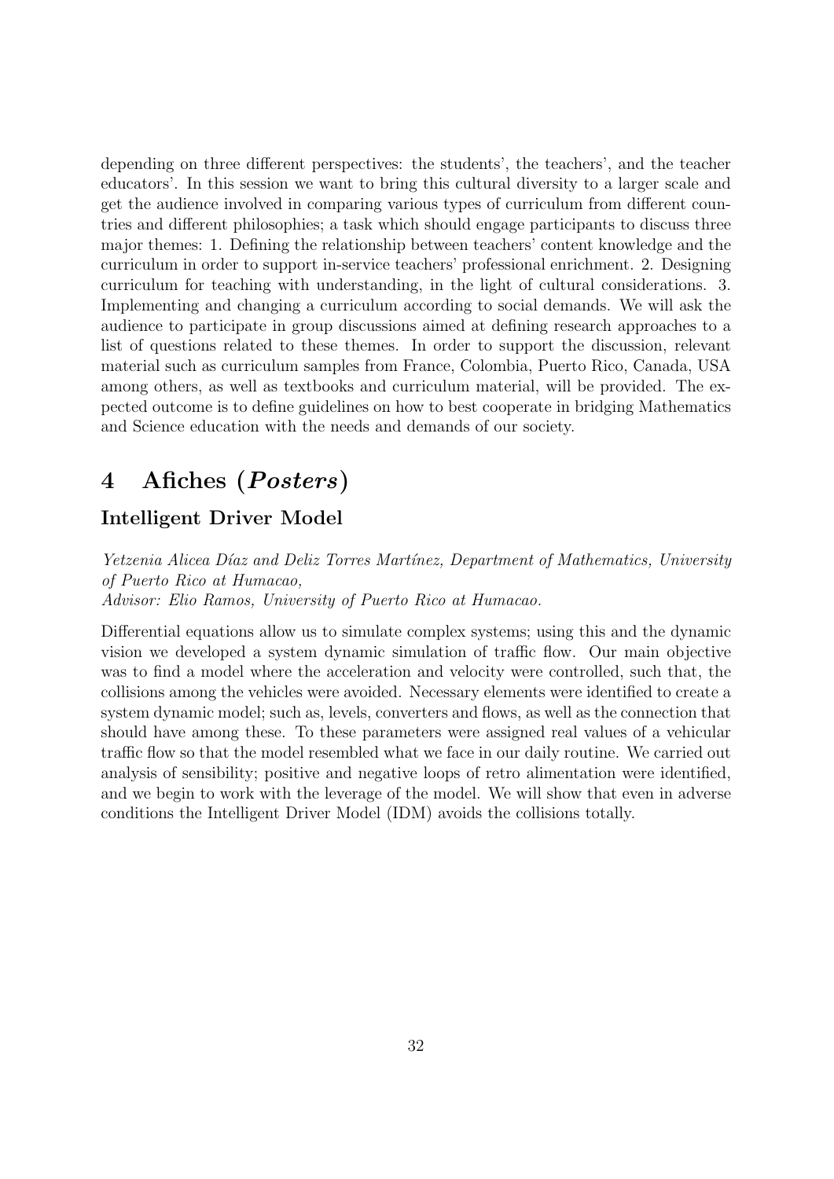depending on three different perspectives: the students', the teachers', and the teacher educators'. In this session we want to bring this cultural diversity to a larger scale and get the audience involved in comparing various types of curriculum from different countries and different philosophies; a task which should engage participants to discuss three major themes: 1. Defining the relationship between teachers' content knowledge and the curriculum in order to support in-service teachers' professional enrichment. 2. Designing curriculum for teaching with understanding, in the light of cultural considerations. 3. Implementing and changing a curriculum according to social demands. We will ask the audience to participate in group discussions aimed at defining research approaches to a list of questions related to these themes. In order to support the discussion, relevant material such as curriculum samples from France, Colombia, Puerto Rico, Canada, USA among others, as well as textbooks and curriculum material, will be provided. The expected outcome is to define guidelines on how to best cooperate in bridging Mathematics and Science education with the needs and demands of our society.

# 4 Afiches (*Posters*)

### Intelligent Driver Model

*Yetzenia Alicea Díaz and Deliz Torres Martínez, Department of Mathematics, University of Puerto Rico at Humacao,*
*Advisor: Elio Ramos, University of Puerto Rico at Humacao.*

Differential equations allow us to simulate complex systems; using this and the dynamic vision we developed a system dynamic simulation of traffic flow. Our main objective was to find a model where the acceleration and velocity were controlled, such that, the collisions among the vehicles were avoided. Necessary elements were identified to create a system dynamic model; such as, levels, converters and flows, as well as the connection that should have among these. To these parameters were assigned real values of a vehicular traffic flow so that the model resembled what we face in our daily routine. We carried out analysis of sensibility; positive and negative loops of retro alimentation were identified, and we begin to work with the leverage of the model. We will show that even in adverse conditions the Intelligent Driver Model (IDM) avoids the collisions totally.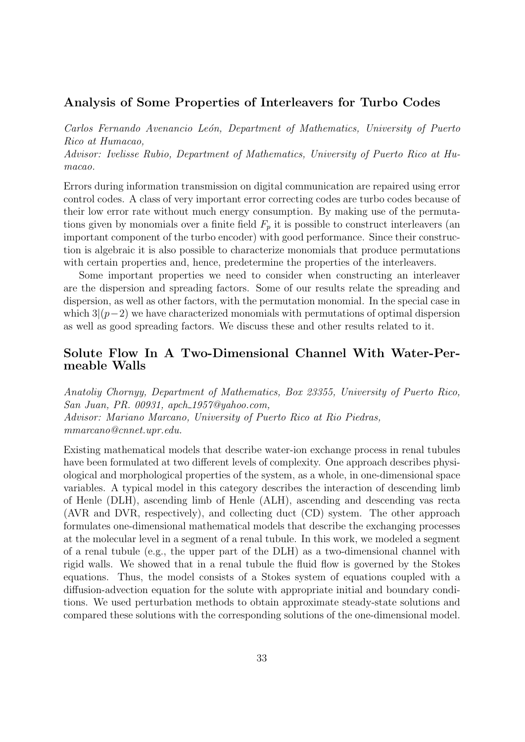### Analysis of Some Properties of Interleavers for Turbo Codes

*Carlos Fernando Avenancio León, Department of Mathematics, University of Puerto Rico at Humacao,*
*Advisor: Ivelisse Rubio, Department of Mathematics, University of Puerto Rico at Humacao.*

Errors during information transmission on digital communication are repaired using error control codes. A class of very important error correcting codes are turbo codes because of their low error rate without much energy consumption. By making use of the permutations given by monomials over a finite field $F_p$ it is possible to construct interleavers (an important component of the turbo encoder) with good performance. Since their construction is algebraic it is also possible to characterize monomials that produce permutations with certain properties and, hence, predetermine the properties of the interleavers.

Some important properties we need to consider when constructing an interleaver are the dispersion and spreading factors. Some of our results relate the spreading and dispersion, as well as other factors, with the permutation monomial. In the special case in which $3|(p-2)$ we have characterized monomials with permutations of optimal dispersion as well as good spreading factors. We discuss these and other results related to it.

### Solute Flow In A Two-Dimensional Channel With Water-Permeable Walls

*Anatoliy Chornyy, Department of Mathematics, Box 23355, University of Puerto Rico, San Juan, PR. 00931, apch_1957@yahoo.com,*
*Advisor: Mariano Marcano, University of Puerto Rico at Rio Piedras, mmarcano@cnnet.upr.edu.*

Existing mathematical models that describe water-ion exchange process in renal tubules have been formulated at two different levels of complexity. One approach describes physiological and morphological properties of the system, as a whole, in one-dimensional space variables. A typical model in this category describes the interaction of descending limb of Henle (DLH), ascending limb of Henle (ALH), ascending and descending vas recta (AVR and DVR, respectively), and collecting duct (CD) system. The other approach formulates one-dimensional mathematical models that describe the exchanging processes at the molecular level in a segment of a renal tubule. In this work, we modeled a segment of a renal tubule (e.g., the upper part of the DLH) as a two-dimensional channel with rigid walls. We showed that in a renal tubule the fluid flow is governed by the Stokes equations. Thus, the model consists of a Stokes system of equations coupled with a diffusion-advection equation for the solute with appropriate initial and boundary conditions. We used perturbation methods to obtain approximate steady-state solutions and compared these solutions with the corresponding solutions of the one-dimensional model.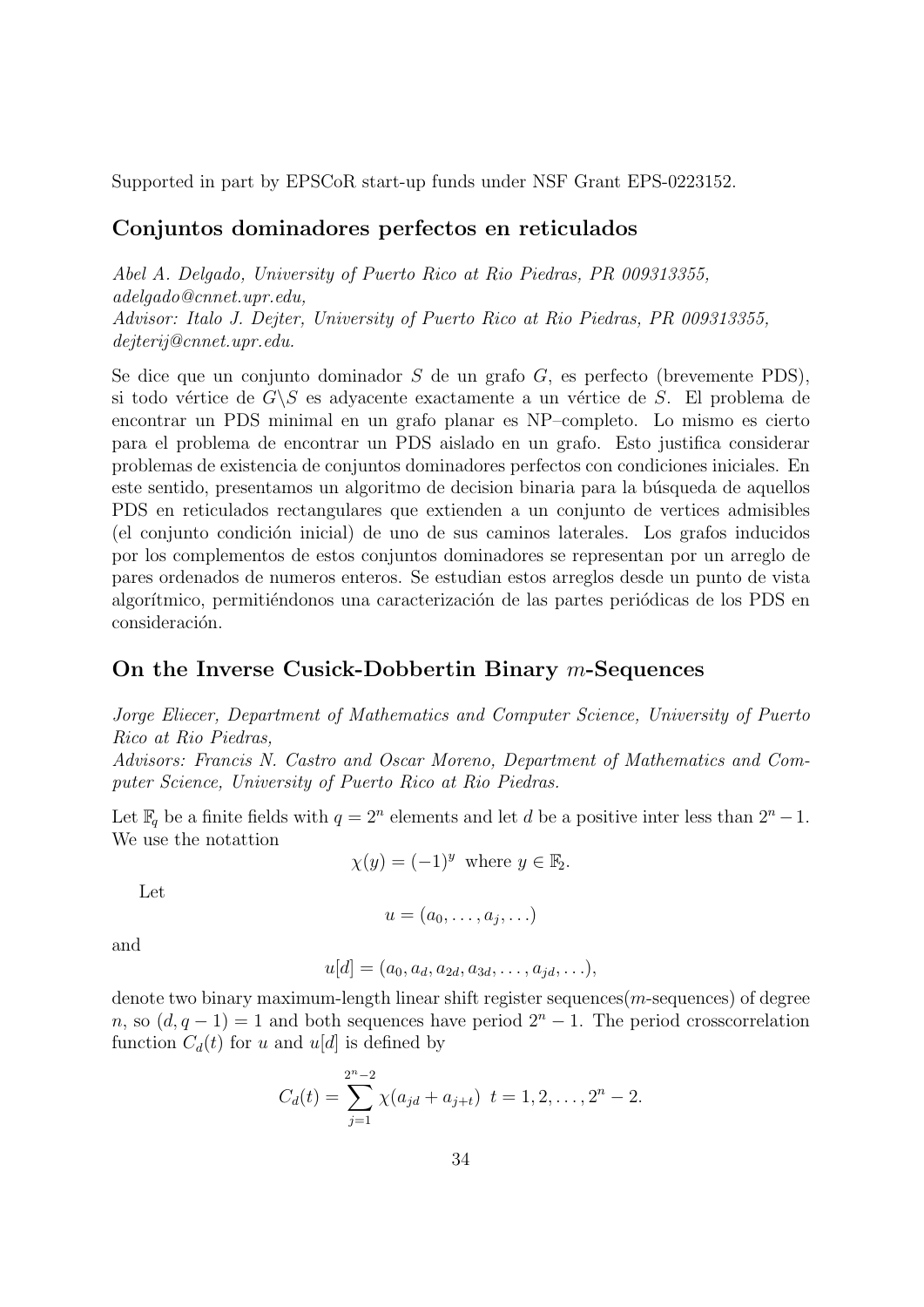Supported in part by EPSCoR start-up funds under NSF Grant EPS-0223152.

## Conjuntos dominadores perfectos en reticulados

*Abel A. Delgado, University of Puerto Rico at Rio Piedras, PR 009313355, adelgado@cnnet.upr.edu,*
*Advisor: Italo J. Dejter, University of Puerto Rico at Rio Piedras, PR 009313355, dejterij@cnnet.upr.edu.*

Se dice que un conjunto dominador $S$ de un grafo $G$, es perfecto (brevemente PDS), si todo vértice de $G\backslash S$ es adyacente exactamente a un vértice de $S$. El problema de encontrar un PDS minimal en un grafo planar es NP–completo. Lo mismo es cierto para el problema de encontrar un PDS aislado en un grafo. Esto justifica considerar problemas de existencia de conjuntos dominadores perfectos con condiciones iniciales. En este sentido, presentamos un algoritmo de decision binaria para la búsqueda de aquellos PDS en reticulados rectangulares que extienden a un conjunto de vertices admisibles (el conjunto condición inicial) de uno de sus caminos laterales. Los grafos inducidos por los complementos de estos conjuntos dominadores se representan por un arreglo de pares ordenados de numeros enteros. Se estudian estos arreglos desde un punto de vista algorítmico, permitiéndonos una caracterización de las partes periódicas de los PDS en consideración.

## On the Inverse Cusick-Dobbertin Binary $m$-Sequences

*Jorge Eliecer, Department of Mathematics and Computer Science, University of Puerto Rico at Rio Piedras,*
*Advisors: Francis N. Castro and Oscar Moreno, Department of Mathematics and Computer Science, University of Puerto Rico at Rio Piedras.*

Let $\mathbb{F}_q$ be a finite fields with $q = 2^n$ elements and let $d$ be a positive inter less than $2^n - 1$. We use the notattion

$$\chi(y) = (-1)^y \text{ where } y \in \mathbb{F}_2.$$

Let

$$u = (a_0, \ldots, a_j, \ldots)$$

and

$$u[d] = (a_0, a_d, a_{2d}, a_{3d}, \ldots, a_{jd}, \ldots),$$

denote two binary maximum-length linear shift register sequences($m$-sequences) of degree $n$, so $(d, q-1) = 1$ and both sequences have period $2^n - 1$. The period crosscorrelation function $C_d(t)$ for $u$ and $u[d]$ is defined by

$$C_d(t) = \sum_{j=1}^{2^n-2} \chi(a_{jd} + a_{j+t}) \;\; t = 1, 2, \ldots, 2^n - 2.$$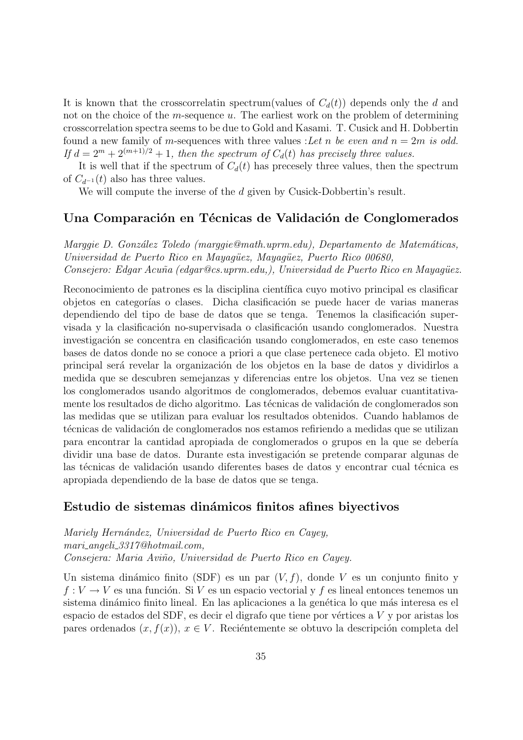It is known that the crosscorrelatin spectrum(values of $C_d(t)$) depends only the $d$ and not on the choice of the $m$-sequence $u$. The earliest work on the problem of determining crosscorrelation spectra seems to be due to Gold and Kasami. T. Cusick and H. Dobbertin found a new family of $m$-sequences with three values :*Let $n$ be even and $n = 2m$ is odd. If $d = 2^m + 2^{(m+1)/2} + 1$, then the spectrum of $C_d(t)$ has precisely three values.*

It is well that if the spectrum of $C_d(t)$ has precesely three values, then the spectrum of $C_{d^{-1}}(t)$ also has three values.

We will compute the inverse of the $d$ given by Cusick-Dobbertin's result.

## Una Comparación en Técnicas de Validación de Conglomerados

*Marggie D. González Toledo (marggie@math.uprm.edu), Departamento de Matemáticas, Universidad de Puerto Rico en Mayagüez, Mayagüez, Puerto Rico 00680,*
*Consejero: Edgar Acuña (edgar@cs.uprm.edu,), Universidad de Puerto Rico en Mayagüez.*

Reconocimiento de patrones es la disciplina científica cuyo motivo principal es clasificar objetos en categorías o clases. Dicha clasificación se puede hacer de varias maneras dependiendo del tipo de base de datos que se tenga. Tenemos la clasificación supervisada y la clasificación no-supervisada o clasificación usando conglomerados. Nuestra investigación se concentra en clasificación usando conglomerados, en este caso tenemos bases de datos donde no se conoce a priori a que clase pertenece cada objeto. El motivo principal será revelar la organización de los objetos en la base de datos y dividirlos a medida que se descubren semejanzas y diferencias entre los objetos. Una vez se tienen los conglomerados usando algoritmos de conglomerados, debemos evaluar cuantitativamente los resultados de dicho algoritmo. Las técnicas de validación de conglomerados son las medidas que se utilizan para evaluar los resultados obtenidos. Cuando hablamos de técnicas de validación de conglomerados nos estamos refiriendo a medidas que se utilizan para encontrar la cantidad apropiada de conglomerados o grupos en la que se debería dividir una base de datos. Durante esta investigación se pretende comparar algunas de las técnicas de validación usando diferentes bases de datos y encontrar cual técnica es apropiada dependiendo de la base de datos que se tenga.

## Estudio de sistemas dinámicos finitos afines biyectivos

*Mariely Hernández, Universidad de Puerto Rico en Cayey,*
*mari_angeli_3317@hotmail.com,*
*Consejera: Maria Aviño, Universidad de Puerto Rico en Cayey.*

Un sistema dinámico finito (SDF) es un par $(V, f)$, donde $V$ es un conjunto finito y $f : V \to V$ es una función. Si $V$ es un espacio vectorial y $f$ es lineal entonces tenemos un sistema dinámico finito lineal. En las aplicaciones a la genética lo que más interesa es el espacio de estados del SDF, es decir el digrafo que tiene por vértices a $V$ y por aristas los pares ordenados $(x, f(x))$, $x \in V$. Reciéntemente se obtuvo la descripción completa del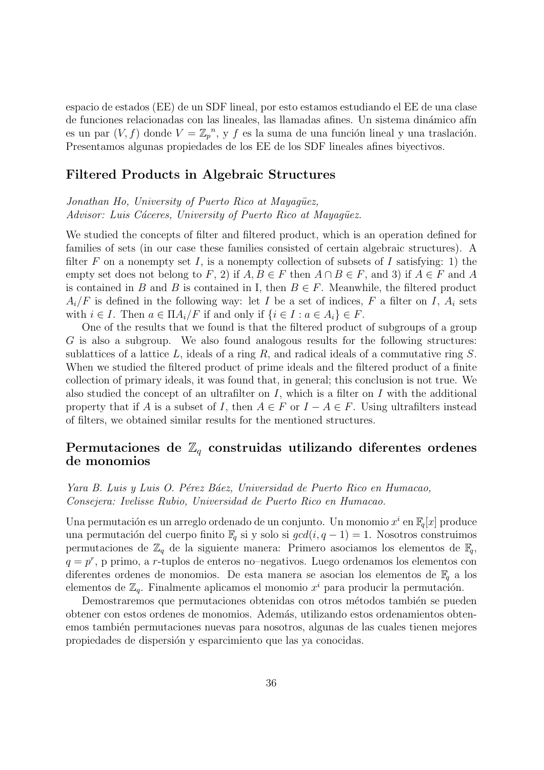espacio de estados (EE) de un SDF lineal, por esto estamos estudiando el EE de una clase de funciones relacionadas con las lineales, las llamadas afines. Un sistema dinámico afín es un par $(V, f)$ donde $V = {\mathbb{Z}_p}^n$, y $f$ es la suma de una función lineal y una traslación. Presentamos algunas propiedades de los EE de los SDF lineales afines biyectivos.

## Filtered Products in Algebraic Structures

*Jonathan Ho, University of Puerto Rico at Mayagüez,*
*Advisor: Luis Cáceres, University of Puerto Rico at Mayagüez.*

We studied the concepts of filter and filtered product, which is an operation defined for families of sets (in our case these families consisted of certain algebraic structures). A filter $F$ on a nonempty set $I$, is a nonempty collection of subsets of $I$ satisfying: 1) the empty set does not belong to $F$, 2) if $A, B \in F$ then $A \cap B \in F$, and 3) if $A \in F$ and $A$ is contained in $B$ and $B$ is contained in I, then $B \in F$. Meanwhile, the filtered product $A_i/F$ is defined in the following way: let $I$ be a set of indices, $F$ a filter on $I$, $A_i$ sets with $i \in I$. Then $a \in \Pi A_i/F$ if and only if $\{i \in I : a \in A_i\} \in F$.

One of the results that we found is that the filtered product of subgroups of a group $G$ is also a subgroup. We also found analogous results for the following structures: sublattices of a lattice $L$, ideals of a ring $R$, and radical ideals of a commutative ring $S$. When we studied the filtered product of prime ideals and the filtered product of a finite collection of primary ideals, it was found that, in general; this conclusion is not true. We also studied the concept of an ultrafilter on $I$, which is a filter on $I$ with the additional property that if $A$ is a subset of $I$, then $A \in F$ or $I - A \in F$. Using ultrafilters instead of filters, we obtained similar results for the mentioned structures.

## Permutaciones de $\mathbb{Z}_q$ construidas utilizando diferentes ordenes de monomios

*Yara B. Luis y Luis O. Pérez Báez, Universidad de Puerto Rico en Humacao,*
*Consejera: Ivelisse Rubio, Universidad de Puerto Rico en Humacao.*

Una permutación es un arreglo ordenado de un conjunto. Un monomio $x^i$ en $\mathbb{F}_q[x]$ produce una permutación del cuerpo finito $\mathbb{F}_q$ si y solo si $gcd(i, q-1) = 1$. Nosotros construimos permutaciones de $\mathbb{Z}_q$ de la siguiente manera: Primero asociamos los elementos de $\mathbb{F}_q$, $q = p^r$, p primo, a $r$-tuplos de enteros no–negativos. Luego ordenamos los elementos con diferentes ordenes de monomios. De esta manera se asocian los elementos de $\mathbb{F}_q$ a los elementos de $\mathbb{Z}_q$. Finalmente aplicamos el monomio $x^i$ para producir la permutación.

Demostraremos que permutaciones obtenidas con otros métodos también se pueden obtener con estos ordenes de monomios. Además, utilizando estos ordenamientos obtenemos también permutaciones nuevas para nosotros, algunas de las cuales tienen mejores propiedades de dispersión y esparcimiento que las ya conocidas.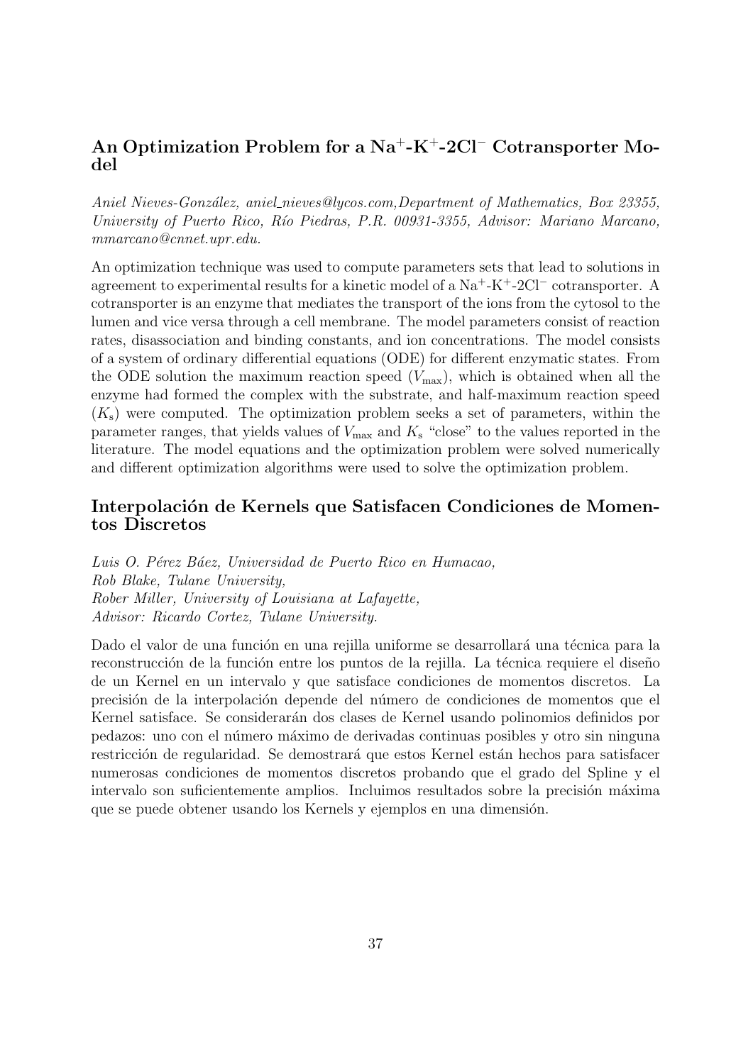## An Optimization Problem for a $Na^+$-$K^+$-$2Cl^-$ Cotransporter Model

*Aniel Nieves-González, aniel_nieves@lycos.com,Department of Mathematics, Box 23355, University of Puerto Rico, Río Piedras, P.R. 00931-3355, Advisor: Mariano Marcano, mmarcano@cnnet.upr.edu.*

An optimization technique was used to compute parameters sets that lead to solutions in agreement to experimental results for a kinetic model of a $Na^+$-$K^+$-$2Cl^-$ cotransporter. A cotransporter is an enzyme that mediates the transport of the ions from the cytosol to the lumen and vice versa through a cell membrane. The model parameters consist of reaction rates, disassociation and binding constants, and ion concentrations. The model consists of a system of ordinary differential equations (ODE) for different enzymatic states. From the ODE solution the maximum reaction speed ($V_{\max}$), which is obtained when all the enzyme had formed the complex with the substrate, and half-maximum reaction speed ($K_s$) were computed. The optimization problem seeks a set of parameters, within the parameter ranges, that yields values of $V_{\max}$ and $K_s$ "close" to the values reported in the literature. The model equations and the optimization problem were solved numerically and different optimization algorithms were used to solve the optimization problem.

## Interpolación de Kernels que Satisfacen Condiciones de Momentos Discretos

*Luis O. Pérez Báez, Universidad de Puerto Rico en Humacao,*
*Rob Blake, Tulane University,*
*Rober Miller, University of Louisiana at Lafayette,*
*Advisor: Ricardo Cortez, Tulane University.*

Dado el valor de una función en una rejilla uniforme se desarrollará una técnica para la reconstrucción de la función entre los puntos de la rejilla. La técnica requiere el diseño de un Kernel en un intervalo y que satisface condiciones de momentos discretos. La precisión de la interpolación depende del número de condiciones de momentos que el Kernel satisface. Se considerarán dos clases de Kernel usando polinomios definidos por pedazos: uno con el número máximo de derivadas continuas posibles y otro sin ninguna restricción de regularidad. Se demostrará que estos Kernel están hechos para satisfacer numerosas condiciones de momentos discretos probando que el grado del Spline y el intervalo son suficientemente amplios. Incluimos resultados sobre la precisión máxima que se puede obtener usando los Kernels y ejemplos en una dimensión.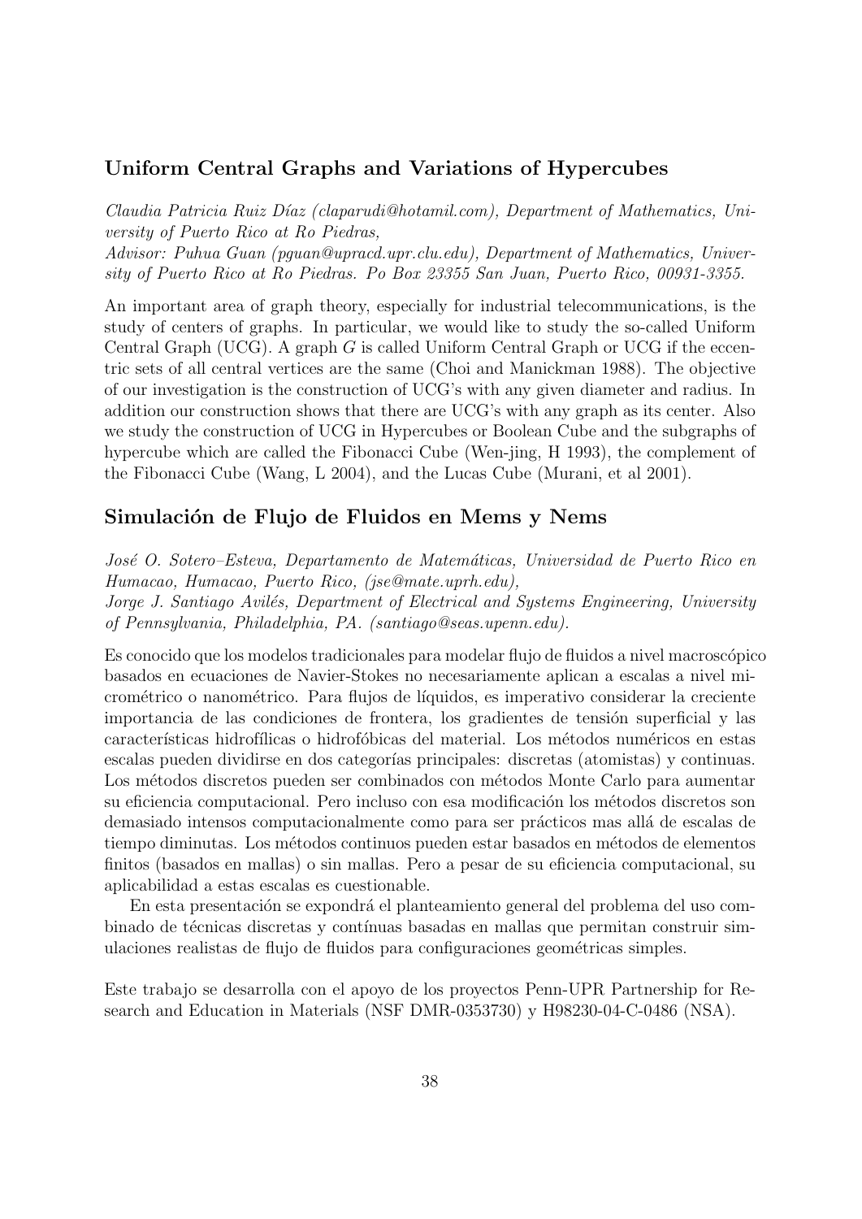## Uniform Central Graphs and Variations of Hypercubes

*Claudia Patricia Ruiz Díaz (claparudi@hotamil.com), Department of Mathematics, University of Puerto Rico at Ro Piedras,*
*Advisor: Puhua Guan (pguan@upracd.upr.clu.edu), Department of Mathematics, University of Puerto Rico at Ro Piedras. Po Box 23355 San Juan, Puerto Rico, 00931-3355.*

An important area of graph theory, especially for industrial telecommunications, is the study of centers of graphs. In particular, we would like to study the so-called Uniform Central Graph (UCG). A graph $G$ is called Uniform Central Graph or UCG if the eccentric sets of all central vertices are the same (Choi and Manickman 1988). The objective of our investigation is the construction of UCG's with any given diameter and radius. In addition our construction shows that there are UCG's with any graph as its center. Also we study the construction of UCG in Hypercubes or Boolean Cube and the subgraphs of hypercube which are called the Fibonacci Cube (Wen-jing, H 1993), the complement of the Fibonacci Cube (Wang, L 2004), and the Lucas Cube (Murani, et al 2001).

## Simulación de Flujo de Fluidos en Mems y Nems

*José O. Sotero–Esteva, Departamento de Matemáticas, Universidad de Puerto Rico en Humacao, Humacao, Puerto Rico, (jse@mate.uprh.edu),*
*Jorge J. Santiago Avilés, Department of Electrical and Systems Engineering, University of Pennsylvania, Philadelphia, PA. (santiago@seas.upenn.edu).*

Es conocido que los modelos tradicionales para modelar flujo de fluidos a nivel macroscópico basados en ecuaciones de Navier-Stokes no necesariamente aplican a escalas a nivel micrométrico o nanométrico. Para flujos de líquidos, es imperativo considerar la creciente importancia de las condiciones de frontera, los gradientes de tensión superficial y las características hidrofílicas o hidrofóbicas del material. Los métodos numéricos en estas escalas pueden dividirse en dos categorías principales: discretas (atomistas) y continuas. Los métodos discretos pueden ser combinados con métodos Monte Carlo para aumentar su eficiencia computacional. Pero incluso con esa modificáción los métodos discretos son demasiado intensos computacionalmente como para ser prácticos mas allá de escalas de tiempo diminutas. Los métodos continuos pueden estar basados en métodos de elementos finitos (basados en mallas) o sin mallas. Pero a pesar de su eficiencia computacional, su aplicabilidad a estas escalas es cuestionable.

En esta presentación se expondrá el planteamiento general del problema del uso combinado de técnicas discretas y contínuas basadas en mallas que permitan construir simulaciones realistas de flujo de fluidos para configuraciones geométricas simples.

Este trabajo se desarrolla con el apoyo de los proyectos Penn-UPR Partnership for Research and Education in Materials (NSF DMR-0353730) y H98230-04-C-0486 (NSA).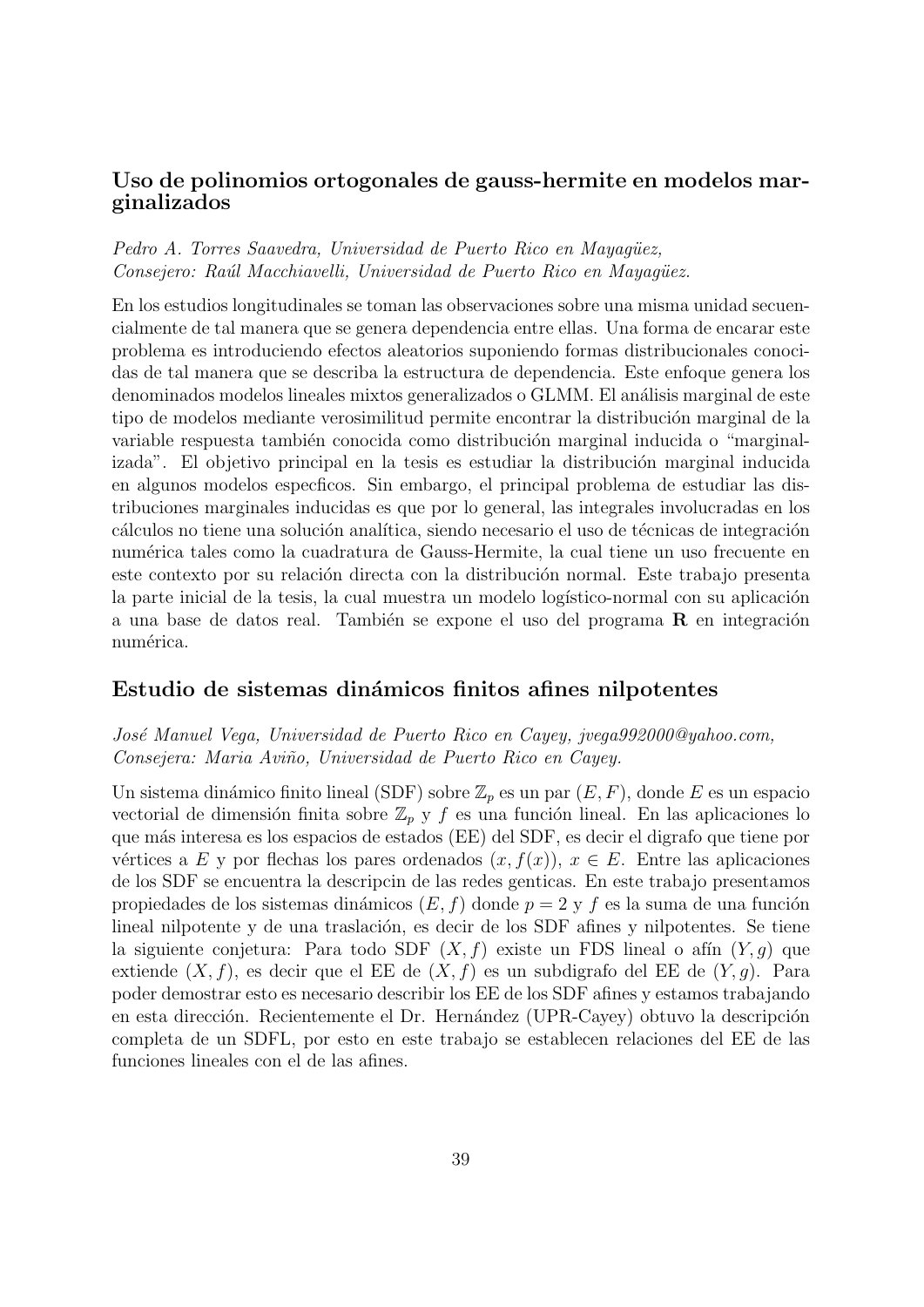## Uso de polinomios ortogonales de gauss-hermite en modelos marginalizados

*Pedro A. Torres Saavedra, Universidad de Puerto Rico en Mayagüez,*
*Consejero: Raúl Macchiavelli, Universidad de Puerto Rico en Mayagüez.*

En los estudios longitudinales se toman las observaciones sobre una misma unidad secuencialmente de tal manera que se genera dependencia entre ellas. Una forma de encarar este problema es introduciendo efectos aleatorios suponiendo formas distribucionales conocidas de tal manera que se describa la estructura de dependencia. Este enfoque genera los denominados modelos lineales mixtos generalizados o GLMM. El análisis marginal de este tipo de modelos mediante verosimilitud permite encontrar la distribución marginal de la variable respuesta también conocida como distribución marginal inducida o "marginalizada". El objetivo principal en la tesis es estudiar la distribución marginal inducida en algunos modelos especficos. Sin embargo, el principal problema de estudiar las distribuciones marginales inducidas es que por lo general, las integrales involucradas en los cálculos no tiene una solución analítica, siendo necesario el uso de técnicas de integración numérica tales como la cuadratura de Gauss-Hermite, la cual tiene un uso frecuente en este contexto por su relación directa con la distribución normal. Este trabajo presenta la parte inicial de la tesis, la cual muestra un modelo logístico-normal con su aplicación a una base de datos real. También se expone el uso del programa **R** en integración numérica.

## Estudio de sistemas dinámicos finitos afines nilpotentes

*José Manuel Vega, Universidad de Puerto Rico en Cayey, jvega992000@yahoo.com,*
*Consejera: Maria Aviño, Universidad de Puerto Rico en Cayey.*

Un sistema dinámico finito lineal (SDF) sobre $\mathbb{Z}_p$ es un par $(E, F)$, donde $E$ es un espacio vectorial de dimensión finita sobre $\mathbb{Z}_p$ y $f$ es una función lineal. En las aplicaciones lo que más interesa es los espacios de estados (EE) del SDF, es decir el digrafo que tiene por vértices a $E$ y por flechas los pares ordenados $(x, f(x))$, $x \in E$. Entre las aplicaciones de los SDF se encuentra la descripcin de las redes genticas. En este trabajo presentamos propiedades de los sistemas dinámicos $(E, f)$ donde $p = 2$ y $f$ es la suma de una función lineal nilpotente y de una traslación, es decir de los SDF afines y nilpotentes. Se tiene la siguiente conjetura: Para todo SDF $(X, f)$ existe un FDS lineal o afín $(Y, g)$ que extiende $(X, f)$, es decir que el EE de $(X, f)$ es un subdigrafo del EE de $(Y, g)$. Para poder demostrar esto es necesario describir los EE de los SDF afines y estamos trabajando en esta dirección. Recientemente el Dr. Hernández (UPR-Cayey) obtuvo la descripción completa de un SDFL, por esto en este trabajo se establecen relaciones del EE de las funciones lineales con el de las afines.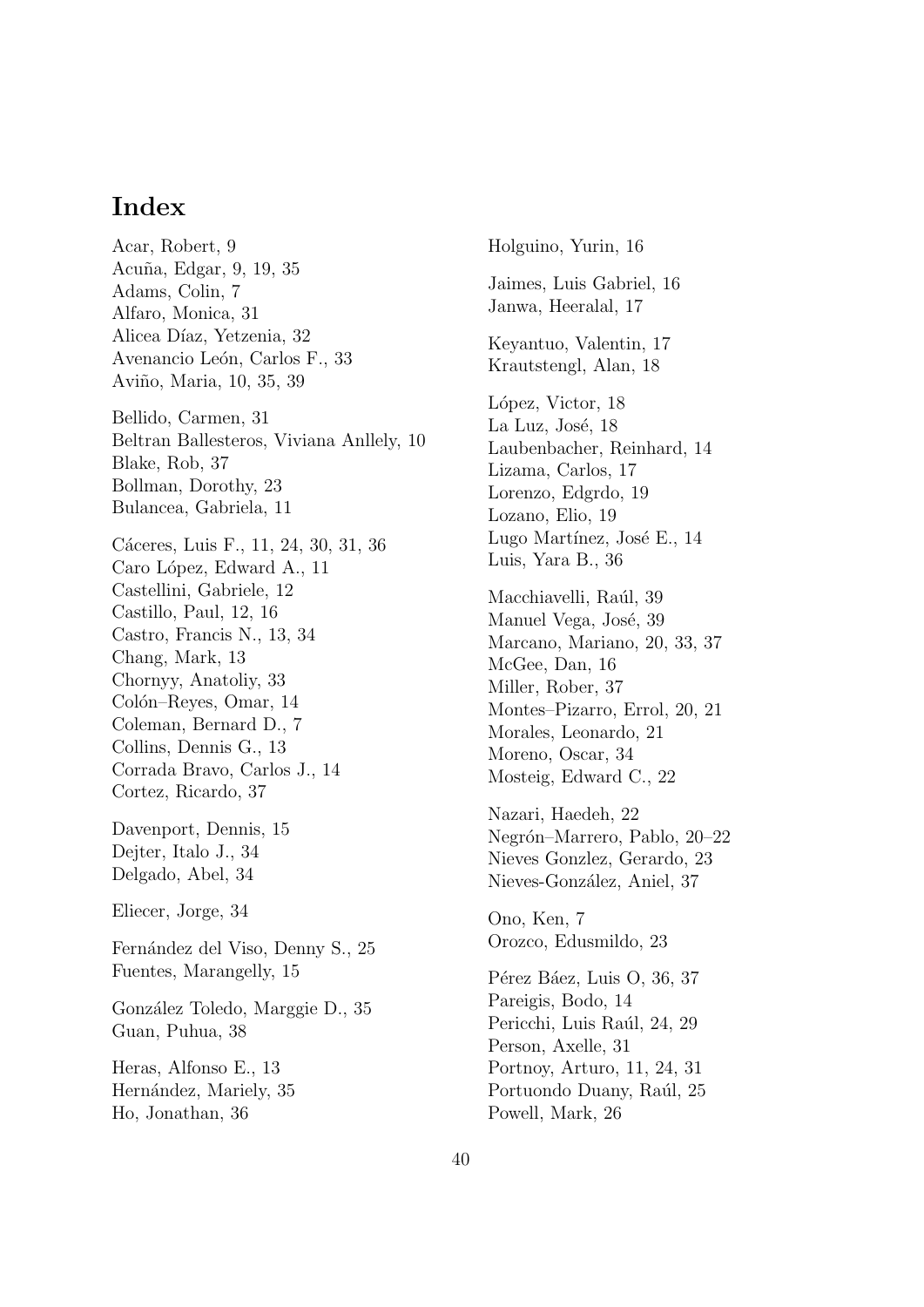# Index

Acar, Robert, 9
Acuña, Edgar, 9, 19, 35
Adams, Colin, 7
Alfaro, Monica, 31
Alicea Díaz, Yetzenia, 32
Avenancio León, Carlos F., 33
Aviño, Maria, 10, 35, 39

Bellido, Carmen, 31
Beltran Ballesteros, Viviana Anllely, 10
Blake, Rob, 37
Bollman, Dorothy, 23
Bulancea, Gabriela, 11

Cáceres, Luis F., 11, 24, 30, 31, 36
Caro López, Edward A., 11
Castellini, Gabriele, 12
Castillo, Paul, 12, 16
Castro, Francis N., 13, 34
Chang, Mark, 13
Chornyy, Anatoliy, 33
Colón–Reyes, Omar, 14
Coleman, Bernard D., 7
Collins, Dennis G., 13
Corrada Bravo, Carlos J., 14
Cortez, Ricardo, 37

Davenport, Dennis, 15
Dejter, Italo J., 34
Delgado, Abel, 34

Eliecer, Jorge, 34

Fernández del Viso, Denny S., 25
Fuentes, Marangelly, 15

González Toledo, Marggie D., 35
Guan, Puhua, 38

Heras, Alfonso E., 13
Hernández, Mariely, 35
Ho, Jonathan, 36

Holguino, Yurin, 16

Jaimes, Luis Gabriel, 16
Janwa, Heeralal, 17

Keyantuo, Valentin, 17
Krautstengl, Alan, 18

López, Victor, 18
La Luz, José, 18
Laubenbacher, Reinhard, 14
Lizama, Carlos, 17
Lorenzo, Edgrdo, 19
Lozano, Elio, 19
Lugo Martínez, José E., 14
Luis, Yara B., 36

Macchiavelli, Raúl, 39
Manuel Vega, José, 39
Marcano, Mariano, 20, 33, 37
McGee, Dan, 16
Miller, Rober, 37
Montes–Pizarro, Errol, 20, 21
Morales, Leonardo, 21
Moreno, Oscar, 34
Mosteig, Edward C., 22

Nazari, Haedeh, 22
Negrón–Marrero, Pablo, 20–22
Nieves Gonzlez, Gerardo, 23
Nieves-González, Aniel, 37

Ono, Ken, 7
Orozco, Edusmildo, 23

Pérez Báez, Luis O, 36, 37
Pareigis, Bodo, 14
Pericchi, Luis Raúl, 24, 29
Person, Axelle, 31
Portnoy, Arturo, 11, 24, 31
Portuondo Duany, Raúl, 25
Powell, Mark, 26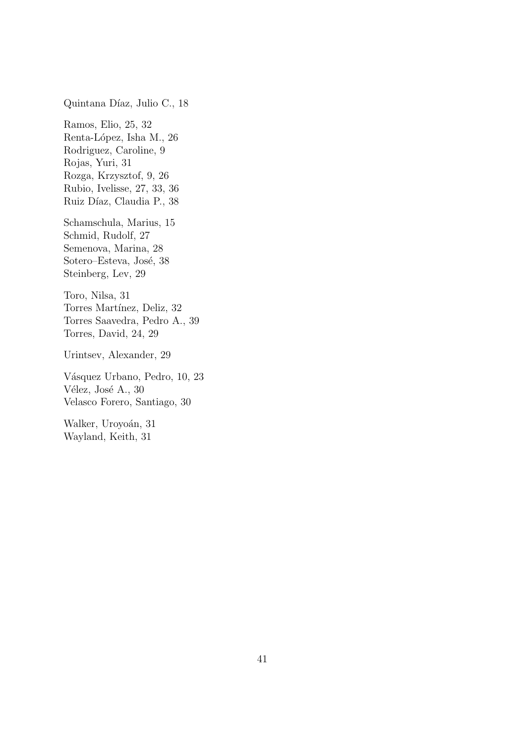Quintana Díaz, Julio C., 18

Ramos, Elio, 25, 32
Renta-López, Isha M., 26
Rodriguez, Caroline, 9
Rojas, Yuri, 31
Rozga, Krzysztof, 9, 26
Rubio, Ivelisse, 27, 33, 36
Ruiz Díaz, Claudia P., 38

Schamschula, Marius, 15
Schmid, Rudolf, 27
Semenova, Marina, 28
Sotero–Esteva, José, 38
Steinberg, Lev, 29

Toro, Nilsa, 31
Torres Martínez, Deliz, 32
Torres Saavedra, Pedro A., 39
Torres, David, 24, 29

Urintsev, Alexander, 29

Vásquez Urbano, Pedro, 10, 23
Vélez, José A., 30
Velasco Forero, Santiago, 30

Walker, Uroyoán, 31
Wayland, Keith, 31